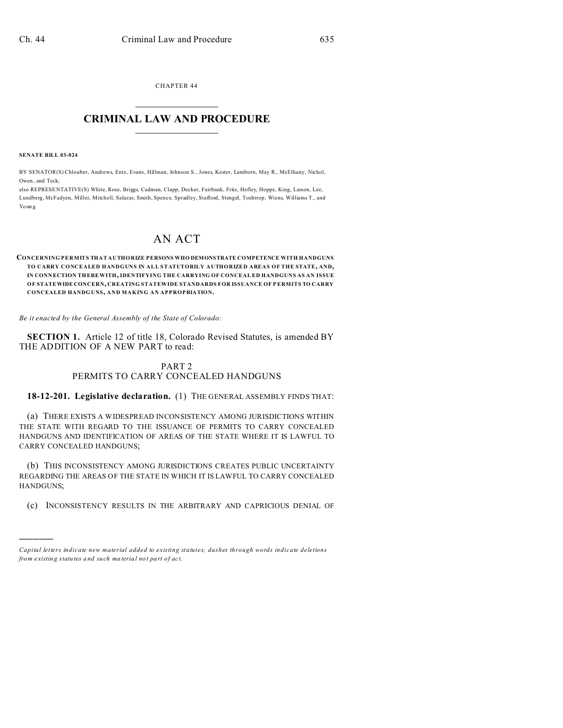CHAPTER 44

# CRIMINAL LAW AND PROCEDURE

**SENATE BILL 03-024**

BY SENATOR(S) Chlouber, Andrews, Entz, Evans, Hillman, Johnson S., Jones, Kester, Lamborn, May R., McElhany, Nichol, Owen, and Teck;
also REPRESENTATIVE(S) White, Rose, Briggs, Cadman, Clapp, Decker, Fairbank, Fritz, Hefley, Hoppe, King, Larson, Lee, Lundberg, McFadyen, Miller, Mitchell, Salazar, Smith, Spence, Spradley, Stafford, Stengel, Tochtrop, Wiens, Williams T., and Young.

# AN ACT

**CONCERNING PERMITS THAT AUTHORIZE PERSONS WHO DEMONSTRATE COMPETENCE WITH HANDGUNS TO CARRY CONCEALED HANDGUNS IN ALL STATUTORILY AUTHORIZED AREAS OF THE STATE, AND, IN CONNECTION THEREWITH, IDENTIFYING THE CARRYING OF CONCEALED HANDGUNS AS AN ISSUE OF STATEWIDE CONCERN, CREATING STATEWIDE STANDARDS FOR ISSUANCE OF PERMITS TO CARRY CONCEALED HANDGUNS, AND MAKING AN APPROPRIATION.**

*Be it enacted by the General Assembly of the State of Colorado:*

**SECTION 1.** Article 12 of title 18, Colorado Revised Statutes, is amended BY THE ADDITION OF A NEW PART to read:

PART 2
PERMITS TO CARRY CONCEALED HANDGUNS

**18-12-201. Legislative declaration.** (1) THE GENERAL ASSEMBLY FINDS THAT:

(a) THERE EXISTS A WIDESPREAD INCONSISTENCY AMONG JURISDICTIONS WITHIN THE STATE WITH REGARD TO THE ISSUANCE OF PERMITS TO CARRY CONCEALED HANDGUNS AND IDENTIFICATION OF AREAS OF THE STATE WHERE IT IS LAWFUL TO CARRY CONCEALED HANDGUNS;

(b) THIS INCONSISTENCY AMONG JURISDICTIONS CREATES PUBLIC UNCERTAINTY REGARDING THE AREAS OF THE STATE IN WHICH IT IS LAWFUL TO CARRY CONCEALED HANDGUNS;

(c) INCONSISTENCY RESULTS IN THE ARBITRARY AND CAPRICIOUS DENIAL OF

---

*Capital letters indicate new material added to existing statutes; dashes through words indicate deletions from existing statutes and such material not part of act.*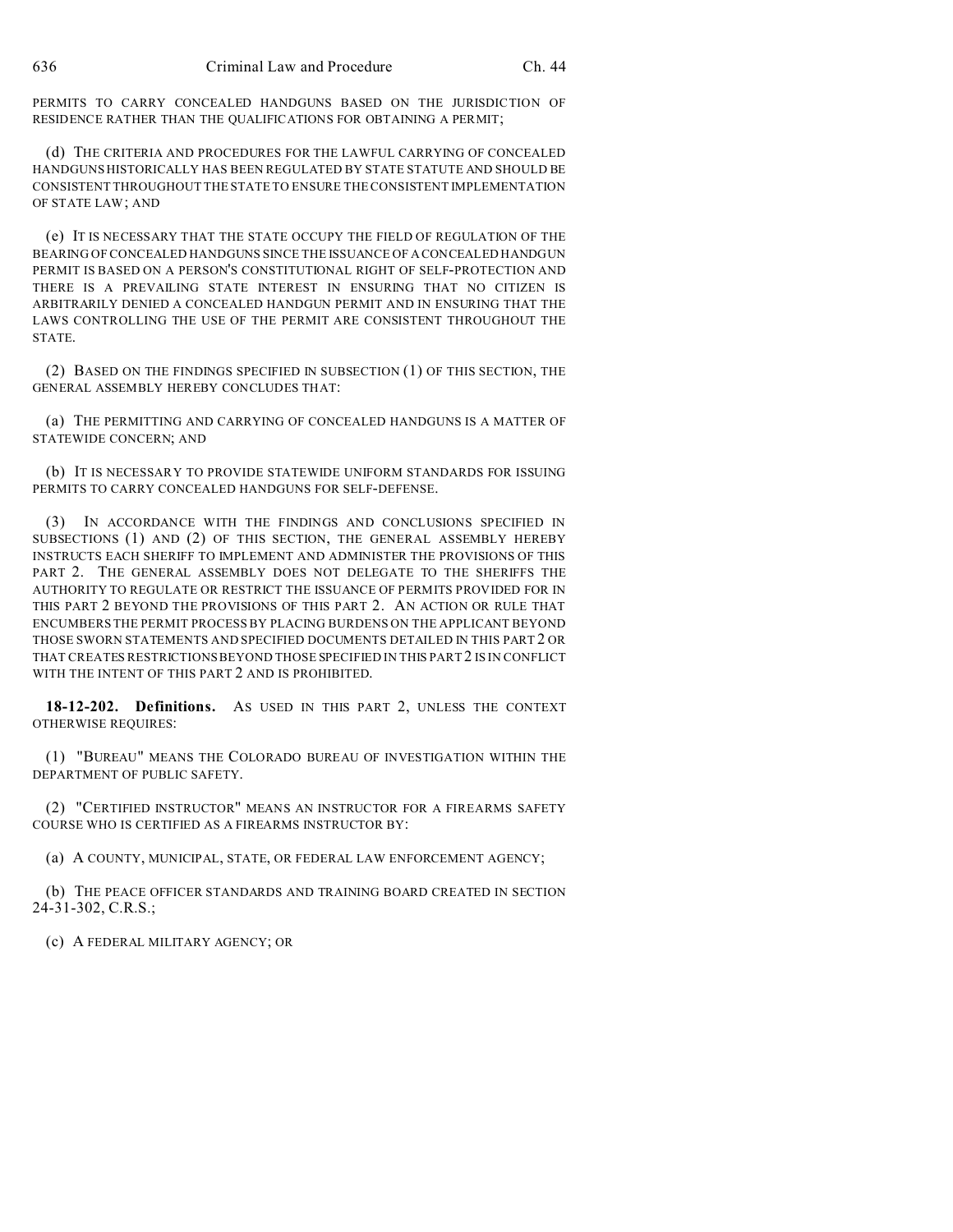PERMITS TO CARRY CONCEALED HANDGUNS BASED ON THE JURISDICTION OF RESIDENCE RATHER THAN THE QUALIFICATIONS FOR OBTAINING A PERMIT;

(d) THE CRITERIA AND PROCEDURES FOR THE LAWFUL CARRYING OF CONCEALED HANDGUNS HISTORICALLY HAS BEEN REGULATED BY STATE STATUTE AND SHOULD BE CONSISTENT THROUGHOUT THE STATE TO ENSURE THE CONSISTENT IMPLEMENTATION OF STATE LAW; AND

(e) IT IS NECESSARY THAT THE STATE OCCUPY THE FIELD OF REGULATION OF THE BEARING OF CONCEALED HANDGUNS SINCE THE ISSUANCE OF A CONCEALED HANDGUN PERMIT IS BASED ON A PERSON'S CONSTITUTIONAL RIGHT OF SELF-PROTECTION AND THERE IS A PREVAILING STATE INTEREST IN ENSURING THAT NO CITIZEN IS ARBITRARILY DENIED A CONCEALED HANDGUN PERMIT AND IN ENSURING THAT THE LAWS CONTROLLING THE USE OF THE PERMIT ARE CONSISTENT THROUGHOUT THE STATE.

(2) BASED ON THE FINDINGS SPECIFIED IN SUBSECTION (1) OF THIS SECTION, THE GENERAL ASSEMBLY HEREBY CONCLUDES THAT:

(a) THE PERMITTING AND CARRYING OF CONCEALED HANDGUNS IS A MATTER OF STATEWIDE CONCERN; AND

(b) IT IS NECESSARY TO PROVIDE STATEWIDE UNIFORM STANDARDS FOR ISSUING PERMITS TO CARRY CONCEALED HANDGUNS FOR SELF-DEFENSE.

(3) IN ACCORDANCE WITH THE FINDINGS AND CONCLUSIONS SPECIFIED IN SUBSECTIONS (1) AND (2) OF THIS SECTION, THE GENERAL ASSEMBLY HEREBY INSTRUCTS EACH SHERIFF TO IMPLEMENT AND ADMINISTER THE PROVISIONS OF THIS PART 2. THE GENERAL ASSEMBLY DOES NOT DELEGATE TO THE SHERIFFS THE AUTHORITY TO REGULATE OR RESTRICT THE ISSUANCE OF PERMITS PROVIDED FOR IN THIS PART 2 BEYOND THE PROVISIONS OF THIS PART 2. AN ACTION OR RULE THAT ENCUMBERS THE PERMIT PROCESS BY PLACING BURDENS ON THE APPLICANT BEYOND THOSE SWORN STATEMENTS AND SPECIFIED DOCUMENTS DETAILED IN THIS PART 2 OR THAT CREATES RESTRICTIONS BEYOND THOSE SPECIFIED IN THIS PART 2 IS IN CONFLICT WITH THE INTENT OF THIS PART 2 AND IS PROHIBITED.

**18-12-202. Definitions.** AS USED IN THIS PART 2, UNLESS THE CONTEXT OTHERWISE REQUIRES:

(1) "BUREAU" MEANS THE COLORADO BUREAU OF INVESTIGATION WITHIN THE DEPARTMENT OF PUBLIC SAFETY.

(2) "CERTIFIED INSTRUCTOR" MEANS AN INSTRUCTOR FOR A FIREARMS SAFETY COURSE WHO IS CERTIFIED AS A FIREARMS INSTRUCTOR BY:

(a) A COUNTY, MUNICIPAL, STATE, OR FEDERAL LAW ENFORCEMENT AGENCY;

(b) THE PEACE OFFICER STANDARDS AND TRAINING BOARD CREATED IN SECTION 24-31-302, C.R.S.;

(c) A FEDERAL MILITARY AGENCY; OR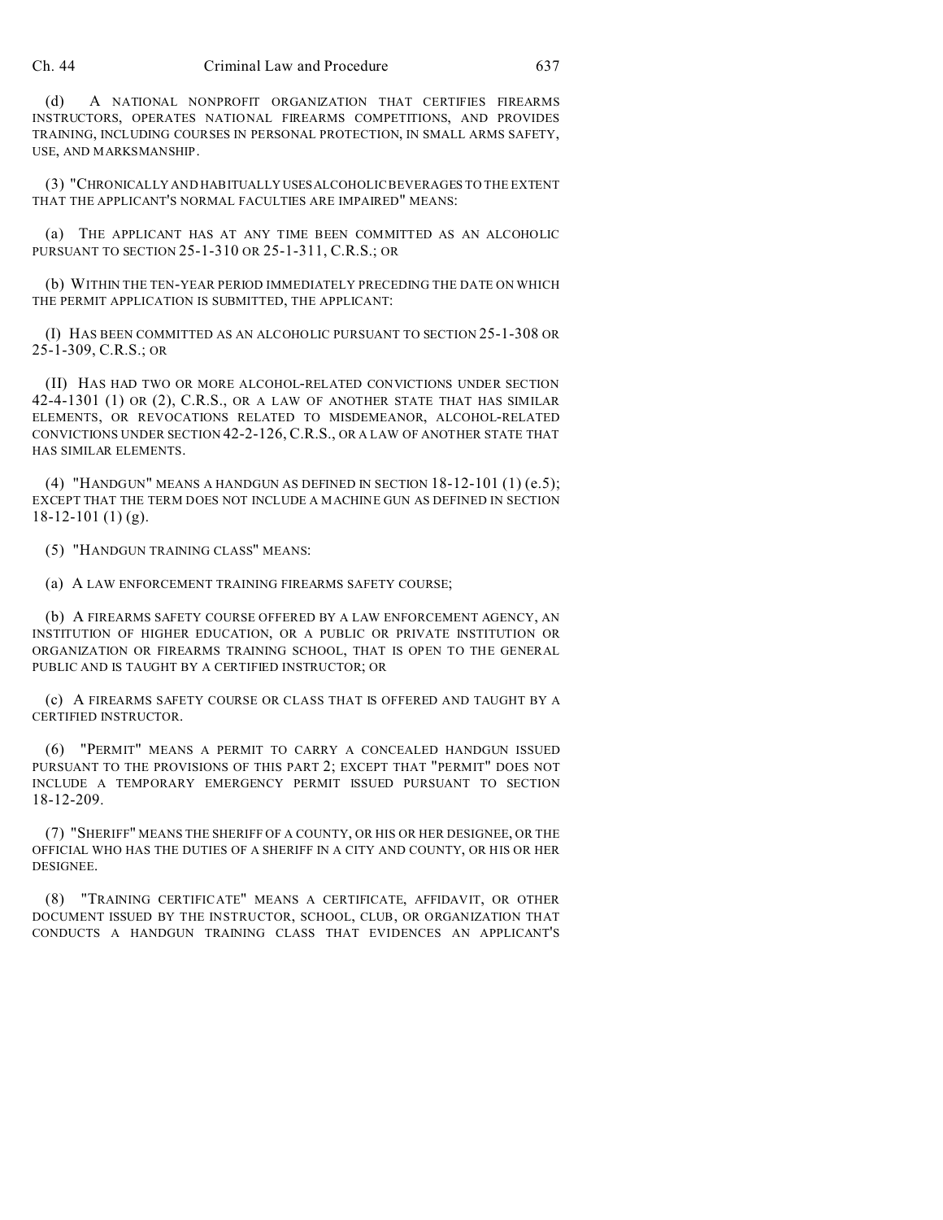(d) A NATIONAL NONPROFIT ORGANIZATION THAT CERTIFIES FIREARMS INSTRUCTORS, OPERATES NATIONAL FIREARMS COMPETITIONS, AND PROVIDES TRAINING, INCLUDING COURSES IN PERSONAL PROTECTION, IN SMALL ARMS SAFETY, USE, AND MARKSMANSHIP.

(3) "CHRONICALLY AND HABITUALLY USES ALCOHOLIC BEVERAGES TO THE EXTENT THAT THE APPLICANT'S NORMAL FACULTIES ARE IMPAIRED" MEANS:

(a) THE APPLICANT HAS AT ANY TIME BEEN COMMITTED AS AN ALCOHOLIC PURSUANT TO SECTION 25-1-310 OR 25-1-311, C.R.S.; OR

(b) WITHIN THE TEN-YEAR PERIOD IMMEDIATELY PRECEDING THE DATE ON WHICH THE PERMIT APPLICATION IS SUBMITTED, THE APPLICANT:

(I) HAS BEEN COMMITTED AS AN ALCOHOLIC PURSUANT TO SECTION 25-1-308 OR 25-1-309, C.R.S.; OR

(II) HAS HAD TWO OR MORE ALCOHOL-RELATED CONVICTIONS UNDER SECTION 42-4-1301 (1) OR (2), C.R.S., OR A LAW OF ANOTHER STATE THAT HAS SIMILAR ELEMENTS, OR REVOCATIONS RELATED TO MISDEMEANOR, ALCOHOL-RELATED CONVICTIONS UNDER SECTION 42-2-126, C.R.S., OR A LAW OF ANOTHER STATE THAT HAS SIMILAR ELEMENTS.

(4) "HANDGUN" MEANS A HANDGUN AS DEFINED IN SECTION 18-12-101 (1) (e.5); EXCEPT THAT THE TERM DOES NOT INCLUDE A MACHINE GUN AS DEFINED IN SECTION 18-12-101 (1) (g).

(5) "HANDGUN TRAINING CLASS" MEANS:

(a) A LAW ENFORCEMENT TRAINING FIREARMS SAFETY COURSE;

(b) A FIREARMS SAFETY COURSE OFFERED BY A LAW ENFORCEMENT AGENCY, AN INSTITUTION OF HIGHER EDUCATION, OR A PUBLIC OR PRIVATE INSTITUTION OR ORGANIZATION OR FIREARMS TRAINING SCHOOL, THAT IS OPEN TO THE GENERAL PUBLIC AND IS TAUGHT BY A CERTIFIED INSTRUCTOR; OR

(c) A FIREARMS SAFETY COURSE OR CLASS THAT IS OFFERED AND TAUGHT BY A CERTIFIED INSTRUCTOR.

(6) "PERMIT" MEANS A PERMIT TO CARRY A CONCEALED HANDGUN ISSUED PURSUANT TO THE PROVISIONS OF THIS PART 2; EXCEPT THAT "PERMIT" DOES NOT INCLUDE A TEMPORARY EMERGENCY PERMIT ISSUED PURSUANT TO SECTION 18-12-209.

(7) "SHERIFF" MEANS THE SHERIFF OF A COUNTY, OR HIS OR HER DESIGNEE, OR THE OFFICIAL WHO HAS THE DUTIES OF A SHERIFF IN A CITY AND COUNTY, OR HIS OR HER DESIGNEE.

(8) "TRAINING CERTIFICATE" MEANS A CERTIFICATE, AFFIDAVIT, OR OTHER DOCUMENT ISSUED BY THE INSTRUCTOR, SCHOOL, CLUB, OR ORGANIZATION THAT CONDUCTS A HANDGUN TRAINING CLASS THAT EVIDENCES AN APPLICANT'S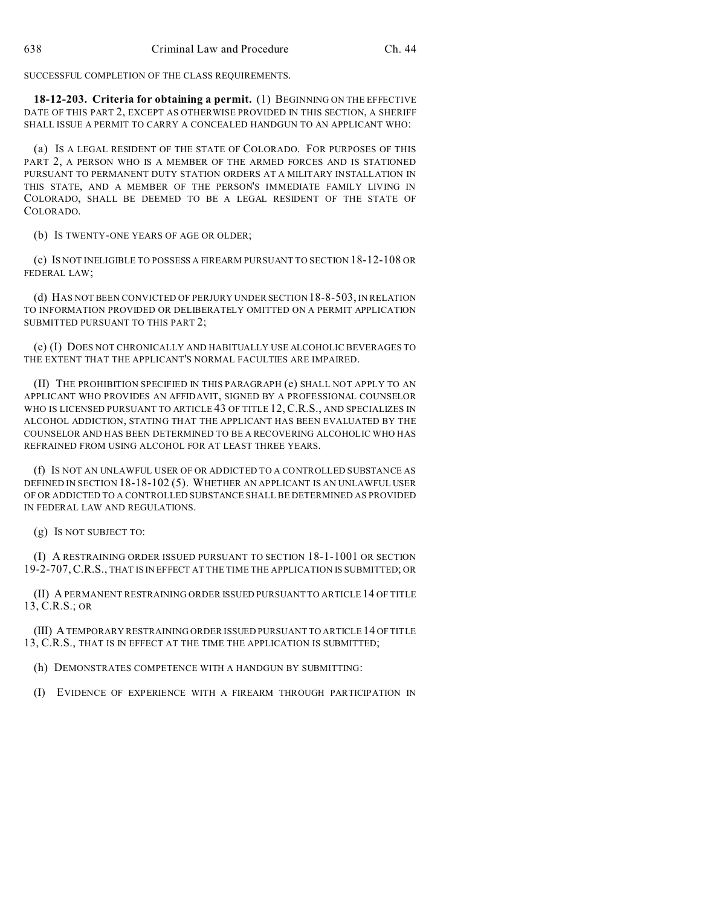SUCCESSFUL COMPLETION OF THE CLASS REQUIREMENTS.

**18-12-203. Criteria for obtaining a permit.** (1) BEGINNING ON THE EFFECTIVE DATE OF THIS PART 2, EXCEPT AS OTHERWISE PROVIDED IN THIS SECTION, A SHERIFF SHALL ISSUE A PERMIT TO CARRY A CONCEALED HANDGUN TO AN APPLICANT WHO:

(a) IS A LEGAL RESIDENT OF THE STATE OF COLORADO. FOR PURPOSES OF THIS PART 2, A PERSON WHO IS A MEMBER OF THE ARMED FORCES AND IS STATIONED PURSUANT TO PERMANENT DUTY STATION ORDERS AT A MILITARY INSTALLATION IN THIS STATE, AND A MEMBER OF THE PERSON'S IMMEDIATE FAMILY LIVING IN COLORADO, SHALL BE DEEMED TO BE A LEGAL RESIDENT OF THE STATE OF COLORADO.

(b) IS TWENTY-ONE YEARS OF AGE OR OLDER;

(c) IS NOT INELIGIBLE TO POSSESS A FIREARM PURSUANT TO SECTION 18-12-108 OR FEDERAL LAW;

(d) HAS NOT BEEN CONVICTED OF PERJURY UNDER SECTION 18-8-503, IN RELATION TO INFORMATION PROVIDED OR DELIBERATELY OMITTED ON A PERMIT APPLICATION SUBMITTED PURSUANT TO THIS PART 2;

(e) (I) DOES NOT CHRONICALLY AND HABITUALLY USE ALCOHOLIC BEVERAGES TO THE EXTENT THAT THE APPLICANT'S NORMAL FACULTIES ARE IMPAIRED.

(II) THE PROHIBITION SPECIFIED IN THIS PARAGRAPH (e) SHALL NOT APPLY TO AN APPLICANT WHO PROVIDES AN AFFIDAVIT, SIGNED BY A PROFESSIONAL COUNSELOR WHO IS LICENSED PURSUANT TO ARTICLE 43 OF TITLE 12, C.R.S., AND SPECIALIZES IN ALCOHOL ADDICTION, STATING THAT THE APPLICANT HAS BEEN EVALUATED BY THE COUNSELOR AND HAS BEEN DETERMINED TO BE A RECOVERING ALCOHOLIC WHO HAS REFRAINED FROM USING ALCOHOL FOR AT LEAST THREE YEARS.

(f) IS NOT AN UNLAWFUL USER OF OR ADDICTED TO A CONTROLLED SUBSTANCE AS DEFINED IN SECTION 18-18-102 (5). WHETHER AN APPLICANT IS AN UNLAWFUL USER OF OR ADDICTED TO A CONTROLLED SUBSTANCE SHALL BE DETERMINED AS PROVIDED IN FEDERAL LAW AND REGULATIONS.

(g) IS NOT SUBJECT TO:

(I) A RESTRAINING ORDER ISSUED PURSUANT TO SECTION 18-1-1001 OR SECTION 19-2-707, C.R.S., THAT IS IN EFFECT AT THE TIME THE APPLICATION IS SUBMITTED; OR

(II) A PERMANENT RESTRAINING ORDER ISSUED PURSUANT TO ARTICLE 14 OF TITLE 13, C.R.S.; OR

(III) A TEMPORARY RESTRAINING ORDER ISSUED PURSUANT TO ARTICLE 14 OF TITLE 13, C.R.S., THAT IS IN EFFECT AT THE TIME THE APPLICATION IS SUBMITTED;

(h) DEMONSTRATES COMPETENCE WITH A HANDGUN BY SUBMITTING:

(I) EVIDENCE OF EXPERIENCE WITH A FIREARM THROUGH PARTICIPATION IN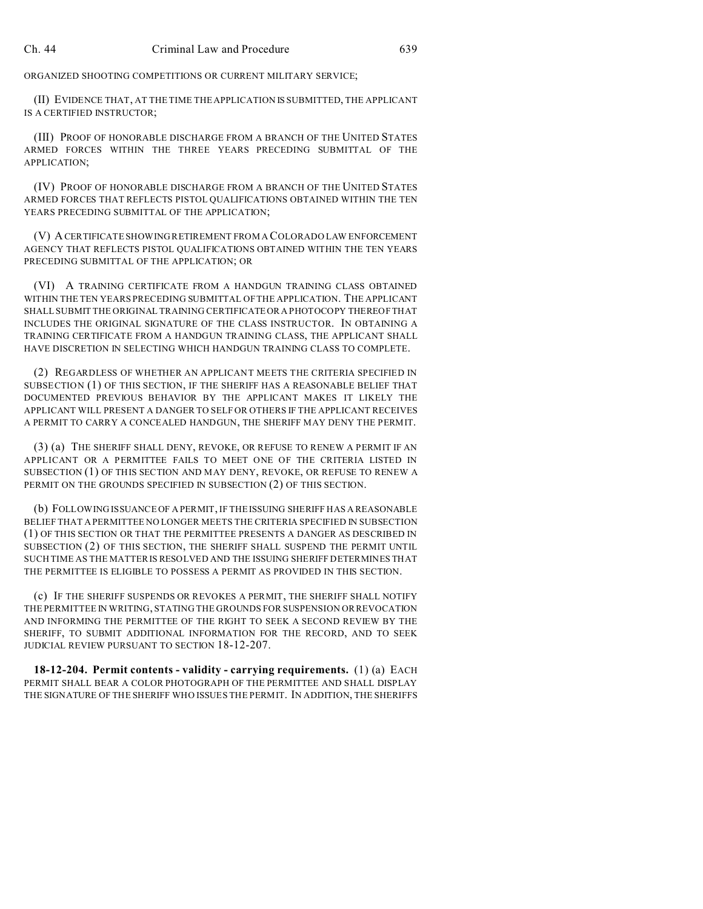ORGANIZED SHOOTING COMPETITIONS OR CURRENT MILITARY SERVICE;

(II) EVIDENCE THAT, AT THE TIME THE APPLICATION IS SUBMITTED, THE APPLICANT IS A CERTIFIED INSTRUCTOR;

(III) PROOF OF HONORABLE DISCHARGE FROM A BRANCH OF THE UNITED STATES ARMED FORCES WITHIN THE THREE YEARS PRECEDING SUBMITTAL OF THE APPLICATION;

(IV) PROOF OF HONORABLE DISCHARGE FROM A BRANCH OF THE UNITED STATES ARMED FORCES THAT REFLECTS PISTOL QUALIFICATIONS OBTAINED WITHIN THE TEN YEARS PRECEDING SUBMITTAL OF THE APPLICATION;

(V) A CERTIFICATE SHOWING RETIREMENT FROM A COLORADO LAW ENFORCEMENT AGENCY THAT REFLECTS PISTOL QUALIFICATIONS OBTAINED WITHIN THE TEN YEARS PRECEDING SUBMITTAL OF THE APPLICATION; OR

(VI) A TRAINING CERTIFICATE FROM A HANDGUN TRAINING CLASS OBTAINED WITHIN THE TEN YEARS PRECEDING SUBMITTAL OF THE APPLICATION. THE APPLICANT SHALL SUBMIT THE ORIGINAL TRAINING CERTIFICATE OR A PHOTOCOPY THEREOF THAT INCLUDES THE ORIGINAL SIGNATURE OF THE CLASS INSTRUCTOR. IN OBTAINING A TRAINING CERTIFICATE FROM A HANDGUN TRAINING CLASS, THE APPLICANT SHALL HAVE DISCRETION IN SELECTING WHICH HANDGUN TRAINING CLASS TO COMPLETE.

(2) REGARDLESS OF WHETHER AN APPLICANT MEETS THE CRITERIA SPECIFIED IN SUBSECTION (1) OF THIS SECTION, IF THE SHERIFF HAS A REASONABLE BELIEF THAT DOCUMENTED PREVIOUS BEHAVIOR BY THE APPLICANT MAKES IT LIKELY THE APPLICANT WILL PRESENT A DANGER TO SELF OR OTHERS IF THE APPLICANT RECEIVES A PERMIT TO CARRY A CONCEALED HANDGUN, THE SHERIFF MAY DENY THE PERMIT.

(3) (a) THE SHERIFF SHALL DENY, REVOKE, OR REFUSE TO RENEW A PERMIT IF AN APPLICANT OR A PERMITTEE FAILS TO MEET ONE OF THE CRITERIA LISTED IN SUBSECTION (1) OF THIS SECTION AND MAY DENY, REVOKE, OR REFUSE TO RENEW A PERMIT ON THE GROUNDS SPECIFIED IN SUBSECTION (2) OF THIS SECTION.

(b) FOLLOWING ISSUANCE OF A PERMIT, IF THE ISSUING SHERIFF HAS A REASONABLE BELIEF THAT A PERMITTEE NO LONGER MEETS THE CRITERIA SPECIFIED IN SUBSECTION (1) OF THIS SECTION OR THAT THE PERMITTEE PRESENTS A DANGER AS DESCRIBED IN SUBSECTION (2) OF THIS SECTION, THE SHERIFF SHALL SUSPEND THE PERMIT UNTIL SUCH TIME AS THE MATTER IS RESOLVED AND THE ISSUING SHERIFF DETERMINES THAT THE PERMITTEE IS ELIGIBLE TO POSSESS A PERMIT AS PROVIDED IN THIS SECTION.

(c) IF THE SHERIFF SUSPENDS OR REVOKES A PERMIT, THE SHERIFF SHALL NOTIFY THE PERMITTEE IN WRITING, STATING THE GROUNDS FOR SUSPENSION OR REVOCATION AND INFORMING THE PERMITTEE OF THE RIGHT TO SEEK A SECOND REVIEW BY THE SHERIFF, TO SUBMIT ADDITIONAL INFORMATION FOR THE RECORD, AND TO SEEK JUDICIAL REVIEW PURSUANT TO SECTION 18-12-207.

**18-12-204. Permit contents - validity - carrying requirements.** (1) (a) EACH PERMIT SHALL BEAR A COLOR PHOTOGRAPH OF THE PERMITTEE AND SHALL DISPLAY THE SIGNATURE OF THE SHERIFF WHO ISSUES THE PERMIT. IN ADDITION, THE SHERIFFS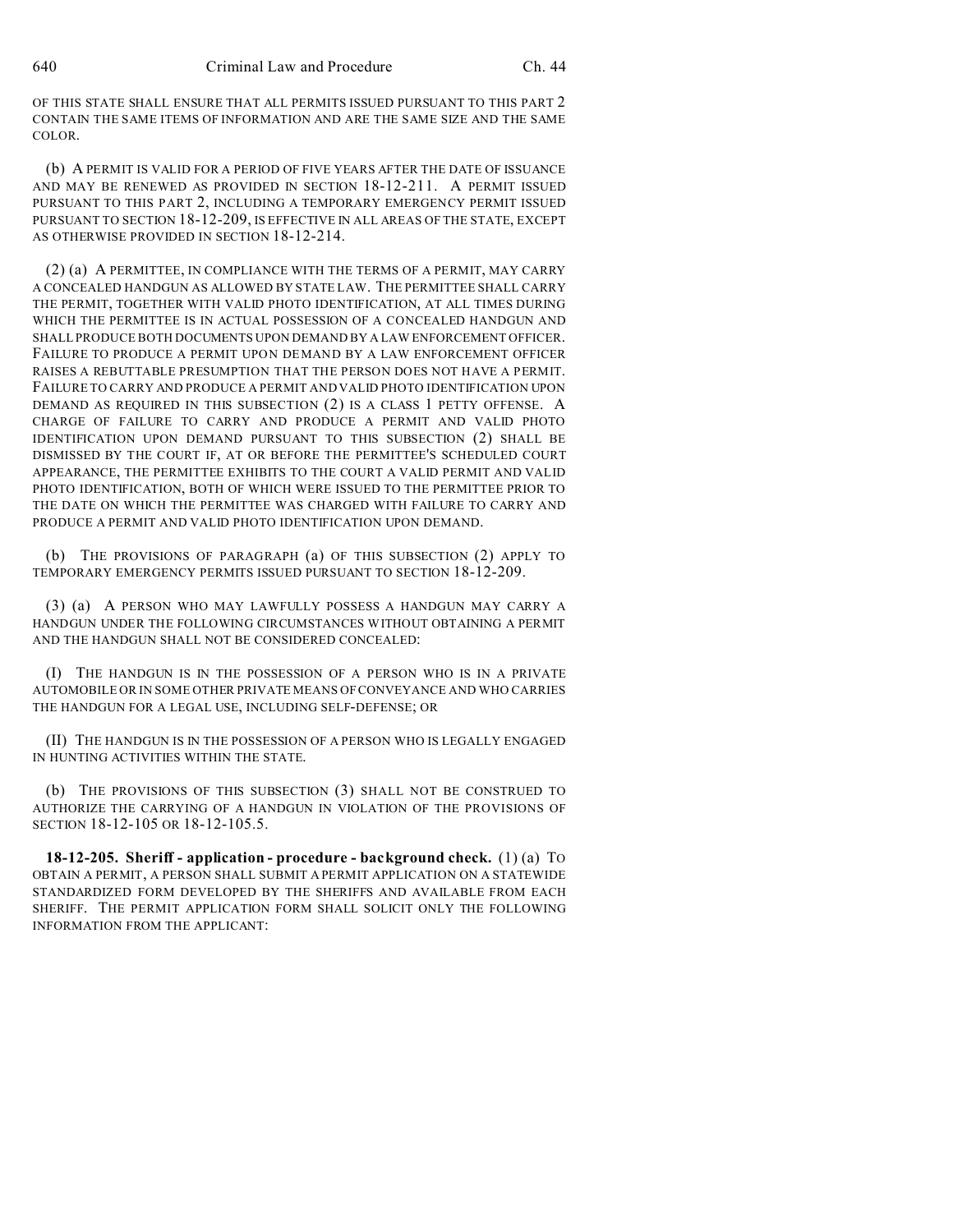OF THIS STATE SHALL ENSURE THAT ALL PERMITS ISSUED PURSUANT TO THIS PART 2 CONTAIN THE SAME ITEMS OF INFORMATION AND ARE THE SAME SIZE AND THE SAME COLOR.

(b) A PERMIT IS VALID FOR A PERIOD OF FIVE YEARS AFTER THE DATE OF ISSUANCE AND MAY BE RENEWED AS PROVIDED IN SECTION 18-12-211. A PERMIT ISSUED PURSUANT TO THIS PART 2, INCLUDING A TEMPORARY EMERGENCY PERMIT ISSUED PURSUANT TO SECTION 18-12-209, IS EFFECTIVE IN ALL AREAS OF THE STATE, EXCEPT AS OTHERWISE PROVIDED IN SECTION 18-12-214.

(2) (a) A PERMITTEE, IN COMPLIANCE WITH THE TERMS OF A PERMIT, MAY CARRY A CONCEALED HANDGUN AS ALLOWED BY STATE LAW. THE PERMITTEE SHALL CARRY THE PERMIT, TOGETHER WITH VALID PHOTO IDENTIFICATION, AT ALL TIMES DURING WHICH THE PERMITTEE IS IN ACTUAL POSSESSION OF A CONCEALED HANDGUN AND SHALL PRODUCE BOTH DOCUMENTS UPON DEMAND BY A LAW ENFORCEMENT OFFICER. FAILURE TO PRODUCE A PERMIT UPON DEMAND BY A LAW ENFORCEMENT OFFICER RAISES A REBUTTABLE PRESUMPTION THAT THE PERSON DOES NOT HAVE A PERMIT. FAILURE TO CARRY AND PRODUCE A PERMIT AND VALID PHOTO IDENTIFICATION UPON DEMAND AS REQUIRED IN THIS SUBSECTION (2) IS A CLASS 1 PETTY OFFENSE. A CHARGE OF FAILURE TO CARRY AND PRODUCE A PERMIT AND VALID PHOTO IDENTIFICATION UPON DEMAND PURSUANT TO THIS SUBSECTION (2) SHALL BE DISMISSED BY THE COURT IF, AT OR BEFORE THE PERMITTEE'S SCHEDULED COURT APPEARANCE, THE PERMITTEE EXHIBITS TO THE COURT A VALID PERMIT AND VALID PHOTO IDENTIFICATION, BOTH OF WHICH WERE ISSUED TO THE PERMITTEE PRIOR TO THE DATE ON WHICH THE PERMITTEE WAS CHARGED WITH FAILURE TO CARRY AND PRODUCE A PERMIT AND VALID PHOTO IDENTIFICATION UPON DEMAND.

(b) THE PROVISIONS OF PARAGRAPH (a) OF THIS SUBSECTION (2) APPLY TO TEMPORARY EMERGENCY PERMITS ISSUED PURSUANT TO SECTION 18-12-209.

(3) (a) A PERSON WHO MAY LAWFULLY POSSESS A HANDGUN MAY CARRY A HANDGUN UNDER THE FOLLOWING CIRCUMSTANCES WITHOUT OBTAINING A PERMIT AND THE HANDGUN SHALL NOT BE CONSIDERED CONCEALED:

(I) THE HANDGUN IS IN THE POSSESSION OF A PERSON WHO IS IN A PRIVATE AUTOMOBILE OR IN SOME OTHER PRIVATE MEANS OF CONVEYANCE AND WHO CARRIES THE HANDGUN FOR A LEGAL USE, INCLUDING SELF-DEFENSE; OR

(II) THE HANDGUN IS IN THE POSSESSION OF A PERSON WHO IS LEGALLY ENGAGED IN HUNTING ACTIVITIES WITHIN THE STATE.

(b) THE PROVISIONS OF THIS SUBSECTION (3) SHALL NOT BE CONSTRUED TO AUTHORIZE THE CARRYING OF A HANDGUN IN VIOLATION OF THE PROVISIONS OF SECTION 18-12-105 OR 18-12-105.5.

**18-12-205. Sheriff - application - procedure - background check.** (1) (a) TO OBTAIN A PERMIT, A PERSON SHALL SUBMIT A PERMIT APPLICATION ON A STATEWIDE STANDARDIZED FORM DEVELOPED BY THE SHERIFFS AND AVAILABLE FROM EACH SHERIFF. THE PERMIT APPLICATION FORM SHALL SOLICIT ONLY THE FOLLOWING INFORMATION FROM THE APPLICANT: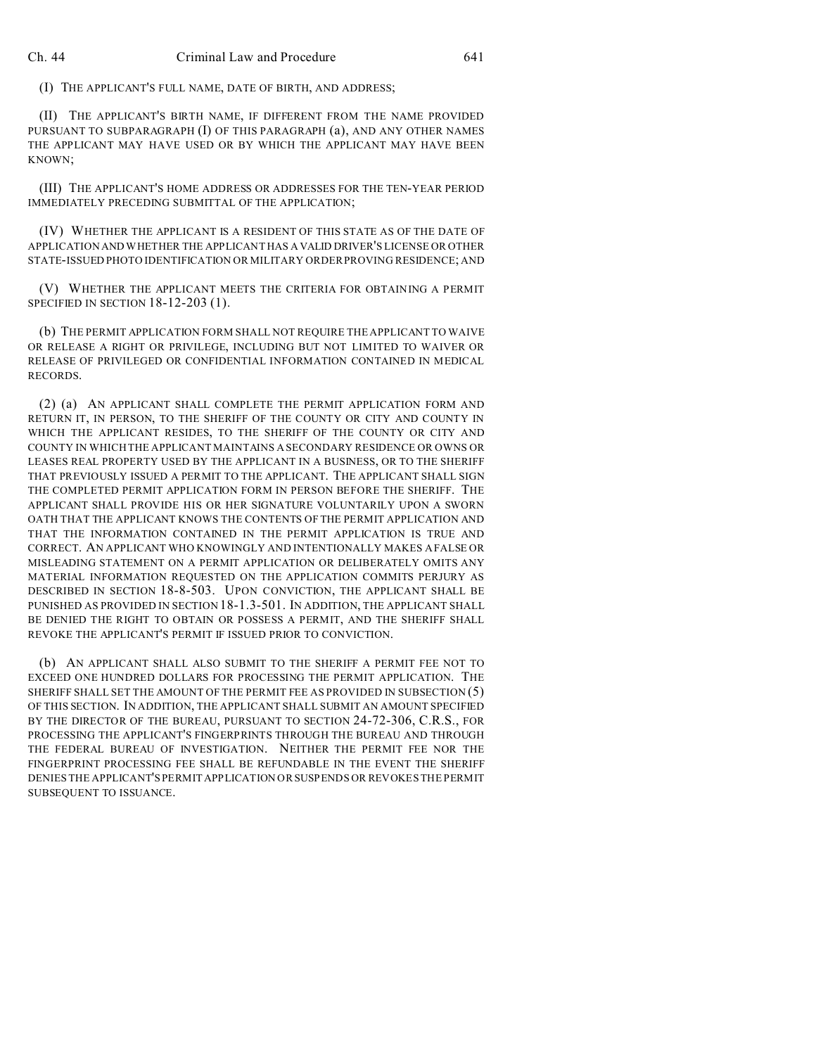(I) THE APPLICANT'S FULL NAME, DATE OF BIRTH, AND ADDRESS;

(II) THE APPLICANT'S BIRTH NAME, IF DIFFERENT FROM THE NAME PROVIDED PURSUANT TO SUBPARAGRAPH (I) OF THIS PARAGRAPH (a), AND ANY OTHER NAMES THE APPLICANT MAY HAVE USED OR BY WHICH THE APPLICANT MAY HAVE BEEN KNOWN;

(III) THE APPLICANT'S HOME ADDRESS OR ADDRESSES FOR THE TEN-YEAR PERIOD IMMEDIATELY PRECEDING SUBMITTAL OF THE APPLICATION;

(IV) WHETHER THE APPLICANT IS A RESIDENT OF THIS STATE AS OF THE DATE OF APPLICATION AND WHETHER THE APPLICANT HAS A VALID DRIVER'S LICENSE OR OTHER STATE-ISSUED PHOTO IDENTIFICATION OR MILITARY ORDER PROVING RESIDENCE; AND

(V) WHETHER THE APPLICANT MEETS THE CRITERIA FOR OBTAINING A PERMIT SPECIFIED IN SECTION 18-12-203 (1).

(b) THE PERMIT APPLICATION FORM SHALL NOT REQUIRE THE APPLICANT TO WAIVE OR RELEASE A RIGHT OR PRIVILEGE, INCLUDING BUT NOT LIMITED TO WAIVER OR RELEASE OF PRIVILEGED OR CONFIDENTIAL INFORMATION CONTAINED IN MEDICAL RECORDS.

(2) (a) AN APPLICANT SHALL COMPLETE THE PERMIT APPLICATION FORM AND RETURN IT, IN PERSON, TO THE SHERIFF OF THE COUNTY OR CITY AND COUNTY IN WHICH THE APPLICANT RESIDES, TO THE SHERIFF OF THE COUNTY OR CITY AND COUNTY IN WHICH THE APPLICANT MAINTAINS A SECONDARY RESIDENCE OR OWNS OR LEASES REAL PROPERTY USED BY THE APPLICANT IN A BUSINESS, OR TO THE SHERIFF THAT PREVIOUSLY ISSUED A PERMIT TO THE APPLICANT. THE APPLICANT SHALL SIGN THE COMPLETED PERMIT APPLICATION FORM IN PERSON BEFORE THE SHERIFF. THE APPLICANT SHALL PROVIDE HIS OR HER SIGNATURE VOLUNTARILY UPON A SWORN OATH THAT THE APPLICANT KNOWS THE CONTENTS OF THE PERMIT APPLICATION AND THAT THE INFORMATION CONTAINED IN THE PERMIT APPLICATION IS TRUE AND CORRECT. AN APPLICANT WHO KNOWINGLY AND INTENTIONALLY MAKES A FALSE OR MISLEADING STATEMENT ON A PERMIT APPLICATION OR DELIBERATELY OMITS ANY MATERIAL INFORMATION REQUESTED ON THE APPLICATION COMMITS PERJURY AS DESCRIBED IN SECTION 18-8-503. UPON CONVICTION, THE APPLICANT SHALL BE PUNISHED AS PROVIDED IN SECTION 18-1.3-501. IN ADDITION, THE APPLICANT SHALL BE DENIED THE RIGHT TO OBTAIN OR POSSESS A PERMIT, AND THE SHERIFF SHALL REVOKE THE APPLICANT'S PERMIT IF ISSUED PRIOR TO CONVICTION.

(b) AN APPLICANT SHALL ALSO SUBMIT TO THE SHERIFF A PERMIT FEE NOT TO EXCEED ONE HUNDRED DOLLARS FOR PROCESSING THE PERMIT APPLICATION. THE SHERIFF SHALL SET THE AMOUNT OF THE PERMIT FEE AS PROVIDED IN SUBSECTION (5) OF THIS SECTION. IN ADDITION, THE APPLICANT SHALL SUBMIT AN AMOUNT SPECIFIED BY THE DIRECTOR OF THE BUREAU, PURSUANT TO SECTION 24-72-306, C.R.S., FOR PROCESSING THE APPLICANT'S FINGERPRINTS THROUGH THE BUREAU AND THROUGH THE FEDERAL BUREAU OF INVESTIGATION. NEITHER THE PERMIT FEE NOR THE FINGERPRINT PROCESSING FEE SHALL BE REFUNDABLE IN THE EVENT THE SHERIFF DENIES THE APPLICANT'S PERMIT APPLICATION OR SUSPENDS OR REVOKES THE PERMIT SUBSEQUENT TO ISSUANCE.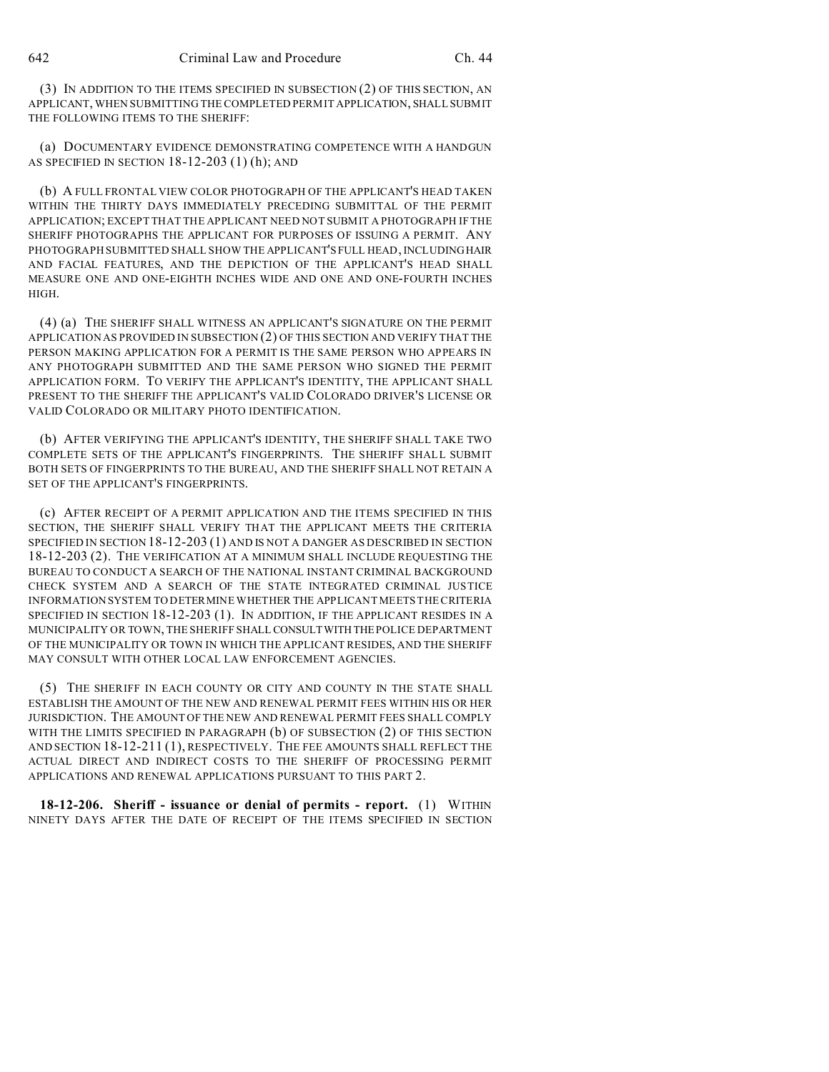(3) IN ADDITION TO THE ITEMS SPECIFIED IN SUBSECTION (2) OF THIS SECTION, AN APPLICANT, WHEN SUBMITTING THE COMPLETED PERMIT APPLICATION, SHALL SUBMIT THE FOLLOWING ITEMS TO THE SHERIFF:

(a) DOCUMENTARY EVIDENCE DEMONSTRATING COMPETENCE WITH A HANDGUN AS SPECIFIED IN SECTION 18-12-203 (1) (h); AND

(b) A FULL FRONTAL VIEW COLOR PHOTOGRAPH OF THE APPLICANT'S HEAD TAKEN WITHIN THE THIRTY DAYS IMMEDIATELY PRECEDING SUBMITTAL OF THE PERMIT APPLICATION; EXCEPT THAT THE APPLICANT NEED NOT SUBMIT A PHOTOGRAPH IF THE SHERIFF PHOTOGRAPHS THE APPLICANT FOR PURPOSES OF ISSUING A PERMIT. ANY PHOTOGRAPH SUBMITTED SHALL SHOW THE APPLICANT'S FULL HEAD, INCLUDING HAIR AND FACIAL FEATURES, AND THE DEPICTION OF THE APPLICANT'S HEAD SHALL MEASURE ONE AND ONE-EIGHTH INCHES WIDE AND ONE AND ONE-FOURTH INCHES HIGH.

(4) (a) THE SHERIFF SHALL WITNESS AN APPLICANT'S SIGNATURE ON THE PERMIT APPLICATION AS PROVIDED IN SUBSECTION (2) OF THIS SECTION AND VERIFY THAT THE PERSON MAKING APPLICATION FOR A PERMIT IS THE SAME PERSON WHO APPEARS IN ANY PHOTOGRAPH SUBMITTED AND THE SAME PERSON WHO SIGNED THE PERMIT APPLICATION FORM. TO VERIFY THE APPLICANT'S IDENTITY, THE APPLICANT SHALL PRESENT TO THE SHERIFF THE APPLICANT'S VALID COLORADO DRIVER'S LICENSE OR VALID COLORADO OR MILITARY PHOTO IDENTIFICATION.

(b) AFTER VERIFYING THE APPLICANT'S IDENTITY, THE SHERIFF SHALL TAKE TWO COMPLETE SETS OF THE APPLICANT'S FINGERPRINTS. THE SHERIFF SHALL SUBMIT BOTH SETS OF FINGERPRINTS TO THE BUREAU, AND THE SHERIFF SHALL NOT RETAIN A SET OF THE APPLICANT'S FINGERPRINTS.

(c) AFTER RECEIPT OF A PERMIT APPLICATION AND THE ITEMS SPECIFIED IN THIS SECTION, THE SHERIFF SHALL VERIFY THAT THE APPLICANT MEETS THE CRITERIA SPECIFIED IN SECTION 18-12-203 (1) AND IS NOT A DANGER AS DESCRIBED IN SECTION 18-12-203 (2). THE VERIFICATION AT A MINIMUM SHALL INCLUDE REQUESTING THE BUREAU TO CONDUCT A SEARCH OF THE NATIONAL INSTANT CRIMINAL BACKGROUND CHECK SYSTEM AND A SEARCH OF THE STATE INTEGRATED CRIMINAL JUSTICE INFORMATION SYSTEM TO DETERMINE WHETHER THE APPLICANT MEETS THE CRITERIA SPECIFIED IN SECTION 18-12-203 (1). IN ADDITION, IF THE APPLICANT RESIDES IN A MUNICIPALITY OR TOWN, THE SHERIFF SHALL CONSULT WITH THE POLICE DEPARTMENT OF THE MUNICIPALITY OR TOWN IN WHICH THE APPLICANT RESIDES, AND THE SHERIFF MAY CONSULT WITH OTHER LOCAL LAW ENFORCEMENT AGENCIES.

(5) THE SHERIFF IN EACH COUNTY OR CITY AND COUNTY IN THE STATE SHALL ESTABLISH THE AMOUNT OF THE NEW AND RENEWAL PERMIT FEES WITHIN HIS OR HER JURISDICTION. THE AMOUNT OF THE NEW AND RENEWAL PERMIT FEES SHALL COMPLY WITH THE LIMITS SPECIFIED IN PARAGRAPH (b) OF SUBSECTION (2) OF THIS SECTION AND SECTION 18-12-211 (1), RESPECTIVELY. THE FEE AMOUNTS SHALL REFLECT THE ACTUAL DIRECT AND INDIRECT COSTS TO THE SHERIFF OF PROCESSING PERMIT APPLICATIONS AND RENEWAL APPLICATIONS PURSUANT TO THIS PART 2.

**18-12-206. Sheriff - issuance or denial of permits - report.** (1) WITHIN NINETY DAYS AFTER THE DATE OF RECEIPT OF THE ITEMS SPECIFIED IN SECTION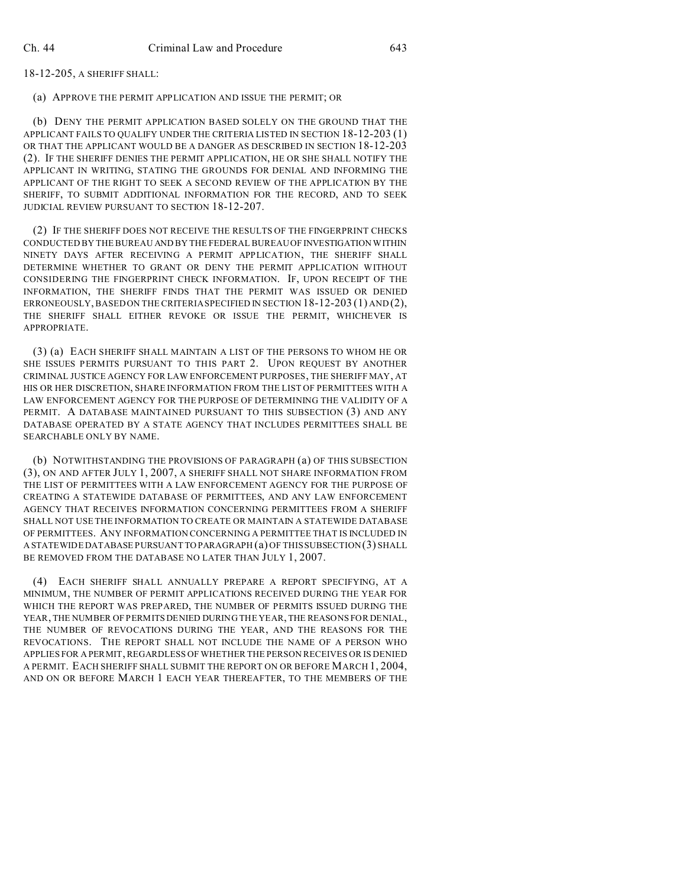18-12-205, A SHERIFF SHALL:

(a) APPROVE THE PERMIT APPLICATION AND ISSUE THE PERMIT; OR

(b) DENY THE PERMIT APPLICATION BASED SOLELY ON THE GROUND THAT THE APPLICANT FAILS TO QUALIFY UNDER THE CRITERIA LISTED IN SECTION 18-12-203 (1) OR THAT THE APPLICANT WOULD BE A DANGER AS DESCRIBED IN SECTION 18-12-203 (2). IF THE SHERIFF DENIES THE PERMIT APPLICATION, HE OR SHE SHALL NOTIFY THE APPLICANT IN WRITING, STATING THE GROUNDS FOR DENIAL AND INFORMING THE APPLICANT OF THE RIGHT TO SEEK A SECOND REVIEW OF THE APPLICATION BY THE SHERIFF, TO SUBMIT ADDITIONAL INFORMATION FOR THE RECORD, AND TO SEEK JUDICIAL REVIEW PURSUANT TO SECTION 18-12-207.

(2) IF THE SHERIFF DOES NOT RECEIVE THE RESULTS OF THE FINGERPRINT CHECKS CONDUCTED BY THE BUREAU AND BY THE FEDERAL BUREAU OF INVESTIGATION WITHIN NINETY DAYS AFTER RECEIVING A PERMIT APPLICATION, THE SHERIFF SHALL DETERMINE WHETHER TO GRANT OR DENY THE PERMIT APPLICATION WITHOUT CONSIDERING THE FINGERPRINT CHECK INFORMATION. IF, UPON RECEIPT OF THE INFORMATION, THE SHERIFF FINDS THAT THE PERMIT WAS ISSUED OR DENIED ERRONEOUSLY, BASED ON THE CRITERIA SPECIFIED IN SECTION 18-12-203 (1) AND (2), THE SHERIFF SHALL EITHER REVOKE OR ISSUE THE PERMIT, WHICHEVER IS APPROPRIATE.

(3) (a) EACH SHERIFF SHALL MAINTAIN A LIST OF THE PERSONS TO WHOM HE OR SHE ISSUES PERMITS PURSUANT TO THIS PART 2. UPON REQUEST BY ANOTHER CRIMINAL JUSTICE AGENCY FOR LAW ENFORCEMENT PURPOSES, THE SHERIFF MAY, AT HIS OR HER DISCRETION, SHARE INFORMATION FROM THE LIST OF PERMITTEES WITH A LAW ENFORCEMENT AGENCY FOR THE PURPOSE OF DETERMINING THE VALIDITY OF A PERMIT. A DATABASE MAINTAINED PURSUANT TO THIS SUBSECTION (3) AND ANY DATABASE OPERATED BY A STATE AGENCY THAT INCLUDES PERMITTEES SHALL BE SEARCHABLE ONLY BY NAME.

(b) NOTWITHSTANDING THE PROVISIONS OF PARAGRAPH (a) OF THIS SUBSECTION (3), ON AND AFTER JULY 1, 2007, A SHERIFF SHALL NOT SHARE INFORMATION FROM THE LIST OF PERMITTEES WITH A LAW ENFORCEMENT AGENCY FOR THE PURPOSE OF CREATING A STATEWIDE DATABASE OF PERMITTEES, AND ANY LAW ENFORCEMENT AGENCY THAT RECEIVES INFORMATION CONCERNING PERMITTEES FROM A SHERIFF SHALL NOT USE THE INFORMATION TO CREATE OR MAINTAIN A STATEWIDE DATABASE OF PERMITTEES. ANY INFORMATION CONCERNING A PERMITTEE THAT IS INCLUDED IN A STATEWIDE DATABASE PURSUANT TO PARAGRAPH (a) OF THIS SUBSECTION (3) SHALL BE REMOVED FROM THE DATABASE NO LATER THAN JULY 1, 2007.

(4) EACH SHERIFF SHALL ANNUALLY PREPARE A REPORT SPECIFYING, AT A MINIMUM, THE NUMBER OF PERMIT APPLICATIONS RECEIVED DURING THE YEAR FOR WHICH THE REPORT WAS PREPARED, THE NUMBER OF PERMITS ISSUED DURING THE YEAR, THE NUMBER OF PERMITS DENIED DURING THE YEAR, THE REASONS FOR DENIAL, THE NUMBER OF REVOCATIONS DURING THE YEAR, AND THE REASONS FOR THE REVOCATIONS. THE REPORT SHALL NOT INCLUDE THE NAME OF A PERSON WHO APPLIES FOR A PERMIT, REGARDLESS OF WHETHER THE PERSON RECEIVES OR IS DENIED A PERMIT. EACH SHERIFF SHALL SUBMIT THE REPORT ON OR BEFORE MARCH 1, 2004, AND ON OR BEFORE MARCH 1 EACH YEAR THEREAFTER, TO THE MEMBERS OF THE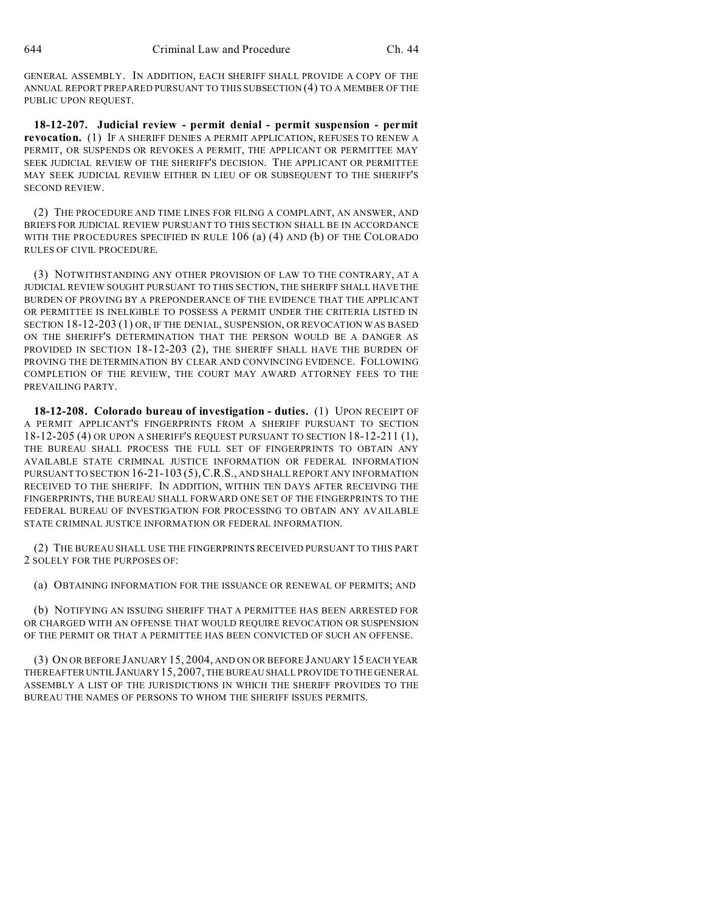GENERAL ASSEMBLY. IN ADDITION, EACH SHERIFF SHALL PROVIDE A COPY OF THE ANNUAL REPORT PREPARED PURSUANT TO THIS SUBSECTION (4) TO A MEMBER OF THE PUBLIC UPON REQUEST.

**18-12-207. Judicial review - permit denial - permit suspension - permit revocation.** (1) IF A SHERIFF DENIES A PERMIT APPLICATION, REFUSES TO RENEW A PERMIT, OR SUSPENDS OR REVOKES A PERMIT, THE APPLICANT OR PERMITTEE MAY SEEK JUDICIAL REVIEW OF THE SHERIFF'S DECISION. THE APPLICANT OR PERMITTEE MAY SEEK JUDICIAL REVIEW EITHER IN LIEU OF OR SUBSEQUENT TO THE SHERIFF'S SECOND REVIEW.

(2) THE PROCEDURE AND TIME LINES FOR FILING A COMPLAINT, AN ANSWER, AND BRIEFS FOR JUDICIAL REVIEW PURSUANT TO THIS SECTION SHALL BE IN ACCORDANCE WITH THE PROCEDURES SPECIFIED IN RULE 106 (a) (4) AND (b) OF THE COLORADO RULES OF CIVIL PROCEDURE.

(3) NOTWITHSTANDING ANY OTHER PROVISION OF LAW TO THE CONTRARY, AT A JUDICIAL REVIEW SOUGHT PURSUANT TO THIS SECTION, THE SHERIFF SHALL HAVE THE BURDEN OF PROVING BY A PREPONDERANCE OF THE EVIDENCE THAT THE APPLICANT OR PERMITTEE IS INELIGIBLE TO POSSESS A PERMIT UNDER THE CRITERIA LISTED IN SECTION 18-12-203 (1) OR, IF THE DENIAL, SUSPENSION, OR REVOCATION WAS BASED ON THE SHERIFF'S DETERMINATION THAT THE PERSON WOULD BE A DANGER AS PROVIDED IN SECTION 18-12-203 (2), THE SHERIFF SHALL HAVE THE BURDEN OF PROVING THE DETERMINATION BY CLEAR AND CONVINCING EVIDENCE. FOLLOWING COMPLETION OF THE REVIEW, THE COURT MAY AWARD ATTORNEY FEES TO THE PREVAILING PARTY.

**18-12-208. Colorado bureau of investigation - duties.** (1) UPON RECEIPT OF A PERMIT APPLICANT'S FINGERPRINTS FROM A SHERIFF PURSUANT TO SECTION 18-12-205 (4) OR UPON A SHERIFF'S REQUEST PURSUANT TO SECTION 18-12-211 (1), THE BUREAU SHALL PROCESS THE FULL SET OF FINGERPRINTS TO OBTAIN ANY AVAILABLE STATE CRIMINAL JUSTICE INFORMATION OR FEDERAL INFORMATION PURSUANT TO SECTION 16-21-103 (5), C.R.S., AND SHALL REPORT ANY INFORMATION RECEIVED TO THE SHERIFF. IN ADDITION, WITHIN TEN DAYS AFTER RECEIVING THE FINGERPRINTS, THE BUREAU SHALL FORWARD ONE SET OF THE FINGERPRINTS TO THE FEDERAL BUREAU OF INVESTIGATION FOR PROCESSING TO OBTAIN ANY AVAILABLE STATE CRIMINAL JUSTICE INFORMATION OR FEDERAL INFORMATION.

(2) THE BUREAU SHALL USE THE FINGERPRINTS RECEIVED PURSUANT TO THIS PART 2 SOLELY FOR THE PURPOSES OF:

(a) OBTAINING INFORMATION FOR THE ISSUANCE OR RENEWAL OF PERMITS; AND

(b) NOTIFYING AN ISSUING SHERIFF THAT A PERMITTEE HAS BEEN ARRESTED FOR OR CHARGED WITH AN OFFENSE THAT WOULD REQUIRE REVOCATION OR SUSPENSION OF THE PERMIT OR THAT A PERMITTEE HAS BEEN CONVICTED OF SUCH AN OFFENSE.

(3) ON OR BEFORE JANUARY 15, 2004, AND ON OR BEFORE JANUARY 15 EACH YEAR THEREAFTER UNTIL JANUARY 15, 2007, THE BUREAU SHALL PROVIDE TO THE GENERAL ASSEMBLY A LIST OF THE JURISDICTIONS IN WHICH THE SHERIFF PROVIDES TO THE BUREAU THE NAMES OF PERSONS TO WHOM THE SHERIFF ISSUES PERMITS.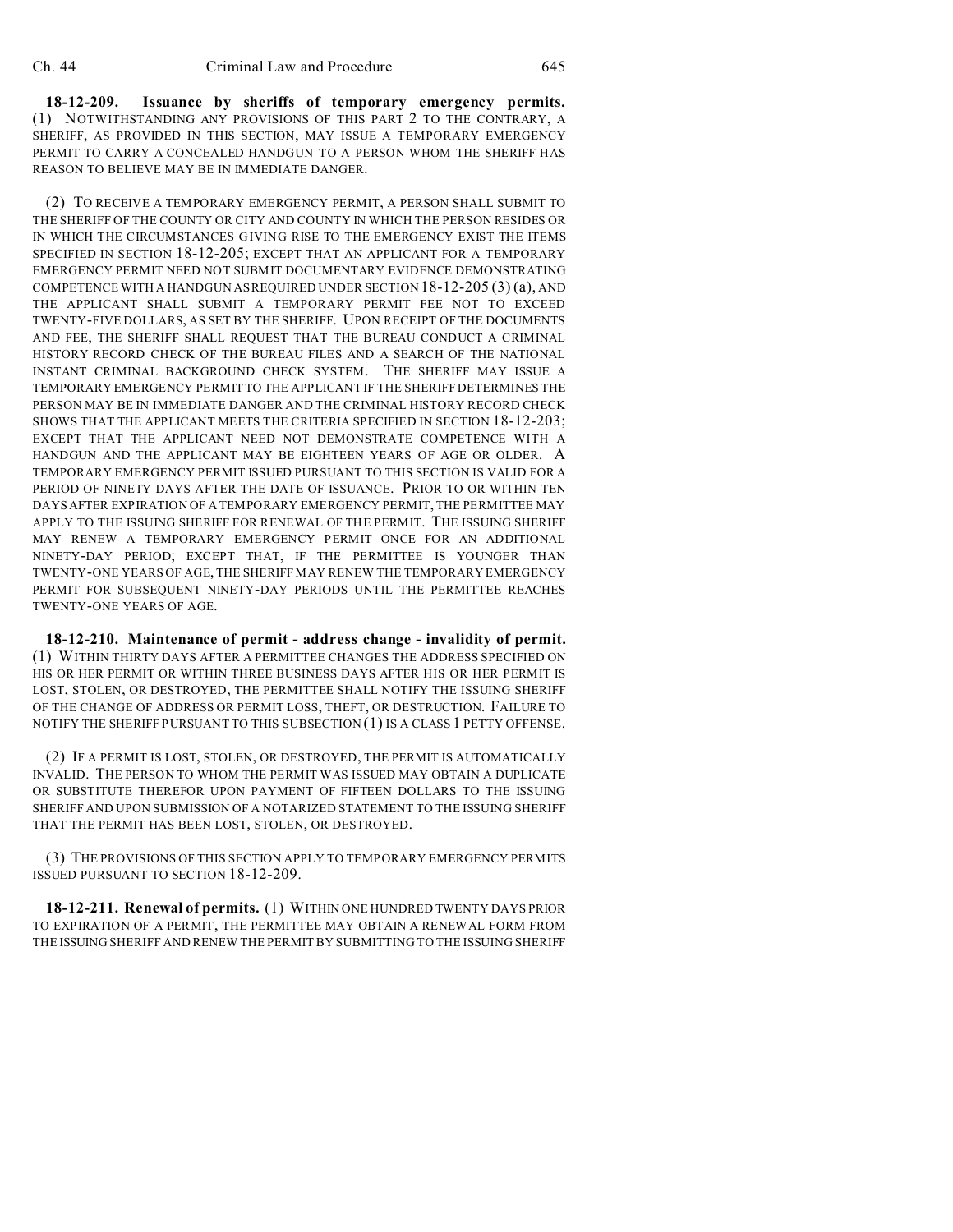**18-12-209. Issuance by sheriffs of temporary emergency permits.** (1) NOTWITHSTANDING ANY PROVISIONS OF THIS PART 2 TO THE CONTRARY, A SHERIFF, AS PROVIDED IN THIS SECTION, MAY ISSUE A TEMPORARY EMERGENCY PERMIT TO CARRY A CONCEALED HANDGUN TO A PERSON WHOM THE SHERIFF HAS REASON TO BELIEVE MAY BE IN IMMEDIATE DANGER.

(2) TO RECEIVE A TEMPORARY EMERGENCY PERMIT, A PERSON SHALL SUBMIT TO THE SHERIFF OF THE COUNTY OR CITY AND COUNTY IN WHICH THE PERSON RESIDES OR IN WHICH THE CIRCUMSTANCES GIVING RISE TO THE EMERGENCY EXIST THE ITEMS SPECIFIED IN SECTION 18-12-205; EXCEPT THAT AN APPLICANT FOR A TEMPORARY EMERGENCY PERMIT NEED NOT SUBMIT DOCUMENTARY EVIDENCE DEMONSTRATING COMPETENCE WITH A HANDGUN AS REQUIRED UNDER SECTION 18-12-205 (3) (a), AND THE APPLICANT SHALL SUBMIT A TEMPORARY PERMIT FEE NOT TO EXCEED TWENTY-FIVE DOLLARS, AS SET BY THE SHERIFF. UPON RECEIPT OF THE DOCUMENTS AND FEE, THE SHERIFF SHALL REQUEST THAT THE BUREAU CONDUCT A CRIMINAL HISTORY RECORD CHECK OF THE BUREAU FILES AND A SEARCH OF THE NATIONAL INSTANT CRIMINAL BACKGROUND CHECK SYSTEM. THE SHERIFF MAY ISSUE A TEMPORARY EMERGENCY PERMIT TO THE APPLICANT IF THE SHERIFF DETERMINES THE PERSON MAY BE IN IMMEDIATE DANGER AND THE CRIMINAL HISTORY RECORD CHECK SHOWS THAT THE APPLICANT MEETS THE CRITERIA SPECIFIED IN SECTION 18-12-203; EXCEPT THAT THE APPLICANT NEED NOT DEMONSTRATE COMPETENCE WITH A HANDGUN AND THE APPLICANT MAY BE EIGHTEEN YEARS OF AGE OR OLDER. A TEMPORARY EMERGENCY PERMIT ISSUED PURSUANT TO THIS SECTION IS VALID FOR A PERIOD OF NINETY DAYS AFTER THE DATE OF ISSUANCE. PRIOR TO OR WITHIN TEN DAYS AFTER EXPIRATION OF A TEMPORARY EMERGENCY PERMIT, THE PERMITTEE MAY APPLY TO THE ISSUING SHERIFF FOR RENEWAL OF THE PERMIT. THE ISSUING SHERIFF MAY RENEW A TEMPORARY EMERGENCY PERMIT ONCE FOR AN ADDITIONAL NINETY-DAY PERIOD; EXCEPT THAT, IF THE PERMITTEE IS YOUNGER THAN TWENTY-ONE YEARS OF AGE, THE SHERIFF MAY RENEW THE TEMPORARY EMERGENCY PERMIT FOR SUBSEQUENT NINETY-DAY PERIODS UNTIL THE PERMITTEE REACHES TWENTY-ONE YEARS OF AGE.

**18-12-210. Maintenance of permit - address change - invalidity of permit.** (1) WITHIN THIRTY DAYS AFTER A PERMITTEE CHANGES THE ADDRESS SPECIFIED ON HIS OR HER PERMIT OR WITHIN THREE BUSINESS DAYS AFTER HIS OR HER PERMIT IS LOST, STOLEN, OR DESTROYED, THE PERMITTEE SHALL NOTIFY THE ISSUING SHERIFF OF THE CHANGE OF ADDRESS OR PERMIT LOSS, THEFT, OR DESTRUCTION. FAILURE TO NOTIFY THE SHERIFF PURSUANT TO THIS SUBSECTION (1) IS A CLASS 1 PETTY OFFENSE.

(2) IF A PERMIT IS LOST, STOLEN, OR DESTROYED, THE PERMIT IS AUTOMATICALLY INVALID. THE PERSON TO WHOM THE PERMIT WAS ISSUED MAY OBTAIN A DUPLICATE OR SUBSTITUTE THEREFOR UPON PAYMENT OF FIFTEEN DOLLARS TO THE ISSUING SHERIFF AND UPON SUBMISSION OF A NOTARIZED STATEMENT TO THE ISSUING SHERIFF THAT THE PERMIT HAS BEEN LOST, STOLEN, OR DESTROYED.

(3) THE PROVISIONS OF THIS SECTION APPLY TO TEMPORARY EMERGENCY PERMITS ISSUED PURSUANT TO SECTION 18-12-209.

**18-12-211. Renewal of permits.** (1) WITHIN ONE HUNDRED TWENTY DAYS PRIOR TO EXPIRATION OF A PERMIT, THE PERMITTEE MAY OBTAIN A RENEWAL FORM FROM THE ISSUING SHERIFF AND RENEW THE PERMIT BY SUBMITTING TO THE ISSUING SHERIFF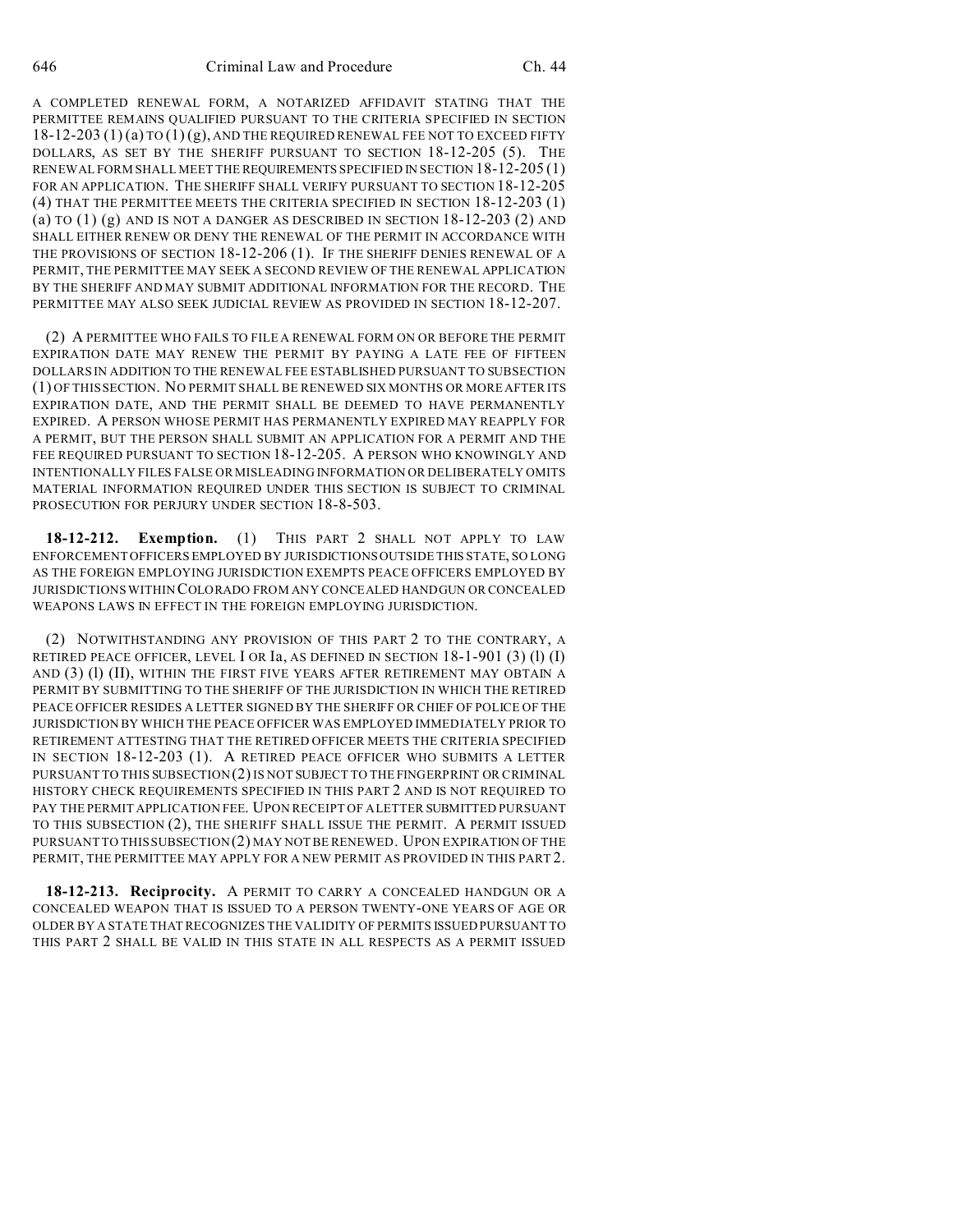A COMPLETED RENEWAL FORM, A NOTARIZED AFFIDAVIT STATING THAT THE PERMITTEE REMAINS QUALIFIED PURSUANT TO THE CRITERIA SPECIFIED IN SECTION 18-12-203 (1) (a) TO (1) (g), AND THE REQUIRED RENEWAL FEE NOT TO EXCEED FIFTY DOLLARS, AS SET BY THE SHERIFF PURSUANT TO SECTION 18-12-205 (5). THE RENEWAL FORM SHALL MEET THE REQUIREMENTS SPECIFIED IN SECTION 18-12-205 (1) FOR AN APPLICATION. THE SHERIFF SHALL VERIFY PURSUANT TO SECTION 18-12-205 (4) THAT THE PERMITTEE MEETS THE CRITERIA SPECIFIED IN SECTION 18-12-203 (1) (a) TO (1) (g) AND IS NOT A DANGER AS DESCRIBED IN SECTION 18-12-203 (2) AND SHALL EITHER RENEW OR DENY THE RENEWAL OF THE PERMIT IN ACCORDANCE WITH THE PROVISIONS OF SECTION 18-12-206 (1). IF THE SHERIFF DENIES RENEWAL OF A PERMIT, THE PERMITTEE MAY SEEK A SECOND REVIEW OF THE RENEWAL APPLICATION BY THE SHERIFF AND MAY SUBMIT ADDITIONAL INFORMATION FOR THE RECORD. THE PERMITTEE MAY ALSO SEEK JUDICIAL REVIEW AS PROVIDED IN SECTION 18-12-207.

(2) A PERMITTEE WHO FAILS TO FILE A RENEWAL FORM ON OR BEFORE THE PERMIT EXPIRATION DATE MAY RENEW THE PERMIT BY PAYING A LATE FEE OF FIFTEEN DOLLARS IN ADDITION TO THE RENEWAL FEE ESTABLISHED PURSUANT TO SUBSECTION (1) OF THIS SECTION. NO PERMIT SHALL BE RENEWED SIX MONTHS OR MORE AFTER ITS EXPIRATION DATE, AND THE PERMIT SHALL BE DEEMED TO HAVE PERMANENTLY EXPIRED. A PERSON WHOSE PERMIT HAS PERMANENTLY EXPIRED MAY REAPPLY FOR A PERMIT, BUT THE PERSON SHALL SUBMIT AN APPLICATION FOR A PERMIT AND THE FEE REQUIRED PURSUANT TO SECTION 18-12-205. A PERSON WHO KNOWINGLY AND INTENTIONALLY FILES FALSE OR MISLEADING INFORMATION OR DELIBERATELY OMITS MATERIAL INFORMATION REQUIRED UNDER THIS SECTION IS SUBJECT TO CRIMINAL PROSECUTION FOR PERJURY UNDER SECTION 18-8-503.

**18-12-212. Exemption.** (1) THIS PART 2 SHALL NOT APPLY TO LAW ENFORCEMENT OFFICERS EMPLOYED BY JURISDICTIONS OUTSIDE THIS STATE, SO LONG AS THE FOREIGN EMPLOYING JURISDICTION EXEMPTS PEACE OFFICERS EMPLOYED BY JURISDICTIONS WITHIN COLORADO FROM ANY CONCEALED HANDGUN OR CONCEALED WEAPONS LAWS IN EFFECT IN THE FOREIGN EMPLOYING JURISDICTION.

(2) NOTWITHSTANDING ANY PROVISION OF THIS PART 2 TO THE CONTRARY, A RETIRED PEACE OFFICER, LEVEL I OR Ia, AS DEFINED IN SECTION 18-1-901 (3) (l) (I) AND (3) (l) (II), WITHIN THE FIRST FIVE YEARS AFTER RETIREMENT MAY OBTAIN A PERMIT BY SUBMITTING TO THE SHERIFF OF THE JURISDICTION IN WHICH THE RETIRED PEACE OFFICER RESIDES A LETTER SIGNED BY THE SHERIFF OR CHIEF OF POLICE OF THE JURISDICTION BY WHICH THE PEACE OFFICER WAS EMPLOYED IMMEDIATELY PRIOR TO RETIREMENT ATTESTING THAT THE RETIRED OFFICER MEETS THE CRITERIA SPECIFIED IN SECTION 18-12-203 (1). A RETIRED PEACE OFFICER WHO SUBMITS A LETTER PURSUANT TO THIS SUBSECTION (2) IS NOT SUBJECT TO THE FINGERPRINT OR CRIMINAL HISTORY CHECK REQUIREMENTS SPECIFIED IN THIS PART 2 AND IS NOT REQUIRED TO PAY THE PERMIT APPLICATION FEE. UPON RECEIPT OF A LETTER SUBMITTED PURSUANT TO THIS SUBSECTION (2), THE SHERIFF SHALL ISSUE THE PERMIT. A PERMIT ISSUED PURSUANT TO THIS SUBSECTION (2) MAY NOT BE RENEWED. UPON EXPIRATION OF THE PERMIT, THE PERMITTEE MAY APPLY FOR A NEW PERMIT AS PROVIDED IN THIS PART 2.

**18-12-213. Reciprocity.** A PERMIT TO CARRY A CONCEALED HANDGUN OR A CONCEALED WEAPON THAT IS ISSUED TO A PERSON TWENTY-ONE YEARS OF AGE OR OLDER BY A STATE THAT RECOGNIZES THE VALIDITY OF PERMITS ISSUED PURSUANT TO THIS PART 2 SHALL BE VALID IN THIS STATE IN ALL RESPECTS AS A PERMIT ISSUED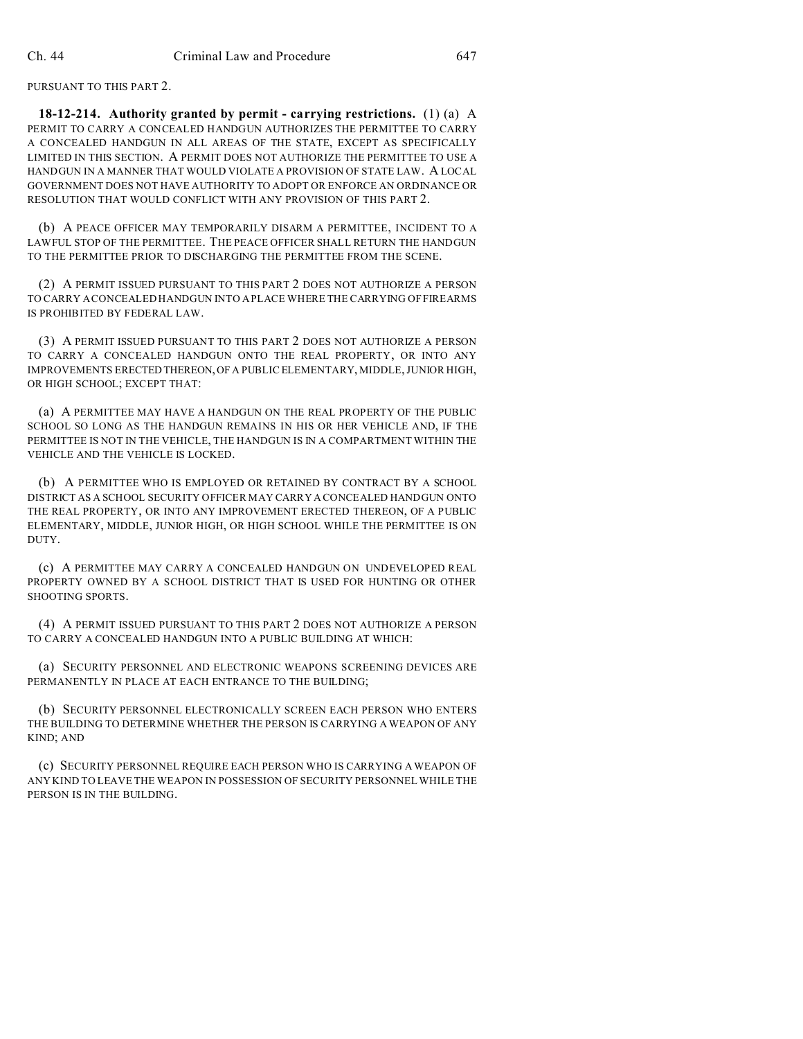PURSUANT TO THIS PART 2.

**18-12-214. Authority granted by permit - carrying restrictions.** (1) (a) A PERMIT TO CARRY A CONCEALED HANDGUN AUTHORIZES THE PERMITTEE TO CARRY A CONCEALED HANDGUN IN ALL AREAS OF THE STATE, EXCEPT AS SPECIFICALLY LIMITED IN THIS SECTION. A PERMIT DOES NOT AUTHORIZE THE PERMITTEE TO USE A HANDGUN IN A MANNER THAT WOULD VIOLATE A PROVISION OF STATE LAW. A LOCAL GOVERNMENT DOES NOT HAVE AUTHORITY TO ADOPT OR ENFORCE AN ORDINANCE OR RESOLUTION THAT WOULD CONFLICT WITH ANY PROVISION OF THIS PART 2.

(b) A PEACE OFFICER MAY TEMPORARILY DISARM A PERMITTEE, INCIDENT TO A LAWFUL STOP OF THE PERMITTEE. THE PEACE OFFICER SHALL RETURN THE HANDGUN TO THE PERMITTEE PRIOR TO DISCHARGING THE PERMITTEE FROM THE SCENE.

(2) A PERMIT ISSUED PURSUANT TO THIS PART 2 DOES NOT AUTHORIZE A PERSON TO CARRY A CONCEALED HANDGUN INTO A PLACE WHERE THE CARRYING OF FIREARMS IS PROHIBITED BY FEDERAL LAW.

(3) A PERMIT ISSUED PURSUANT TO THIS PART 2 DOES NOT AUTHORIZE A PERSON TO CARRY A CONCEALED HANDGUN ONTO THE REAL PROPERTY, OR INTO ANY IMPROVEMENTS ERECTED THEREON, OF A PUBLIC ELEMENTARY, MIDDLE, JUNIOR HIGH, OR HIGH SCHOOL; EXCEPT THAT:

(a) A PERMITTEE MAY HAVE A HANDGUN ON THE REAL PROPERTY OF THE PUBLIC SCHOOL SO LONG AS THE HANDGUN REMAINS IN HIS OR HER VEHICLE AND, IF THE PERMITTEE IS NOT IN THE VEHICLE, THE HANDGUN IS IN A COMPARTMENT WITHIN THE VEHICLE AND THE VEHICLE IS LOCKED.

(b) A PERMITTEE WHO IS EMPLOYED OR RETAINED BY CONTRACT BY A SCHOOL DISTRICT AS A SCHOOL SECURITY OFFICER MAY CARRY A CONCEALED HANDGUN ONTO THE REAL PROPERTY, OR INTO ANY IMPROVEMENT ERECTED THEREON, OF A PUBLIC ELEMENTARY, MIDDLE, JUNIOR HIGH, OR HIGH SCHOOL WHILE THE PERMITTEE IS ON DUTY.

(c) A PERMITTEE MAY CARRY A CONCEALED HANDGUN ON UNDEVELOPED REAL PROPERTY OWNED BY A SCHOOL DISTRICT THAT IS USED FOR HUNTING OR OTHER SHOOTING SPORTS.

(4) A PERMIT ISSUED PURSUANT TO THIS PART 2 DOES NOT AUTHORIZE A PERSON TO CARRY A CONCEALED HANDGUN INTO A PUBLIC BUILDING AT WHICH:

(a) SECURITY PERSONNEL AND ELECTRONIC WEAPONS SCREENING DEVICES ARE PERMANENTLY IN PLACE AT EACH ENTRANCE TO THE BUILDING;

(b) SECURITY PERSONNEL ELECTRONICALLY SCREEN EACH PERSON WHO ENTERS THE BUILDING TO DETERMINE WHETHER THE PERSON IS CARRYING A WEAPON OF ANY KIND; AND

(c) SECURITY PERSONNEL REQUIRE EACH PERSON WHO IS CARRYING A WEAPON OF ANY KIND TO LEAVE THE WEAPON IN POSSESSION OF SECURITY PERSONNEL WHILE THE PERSON IS IN THE BUILDING.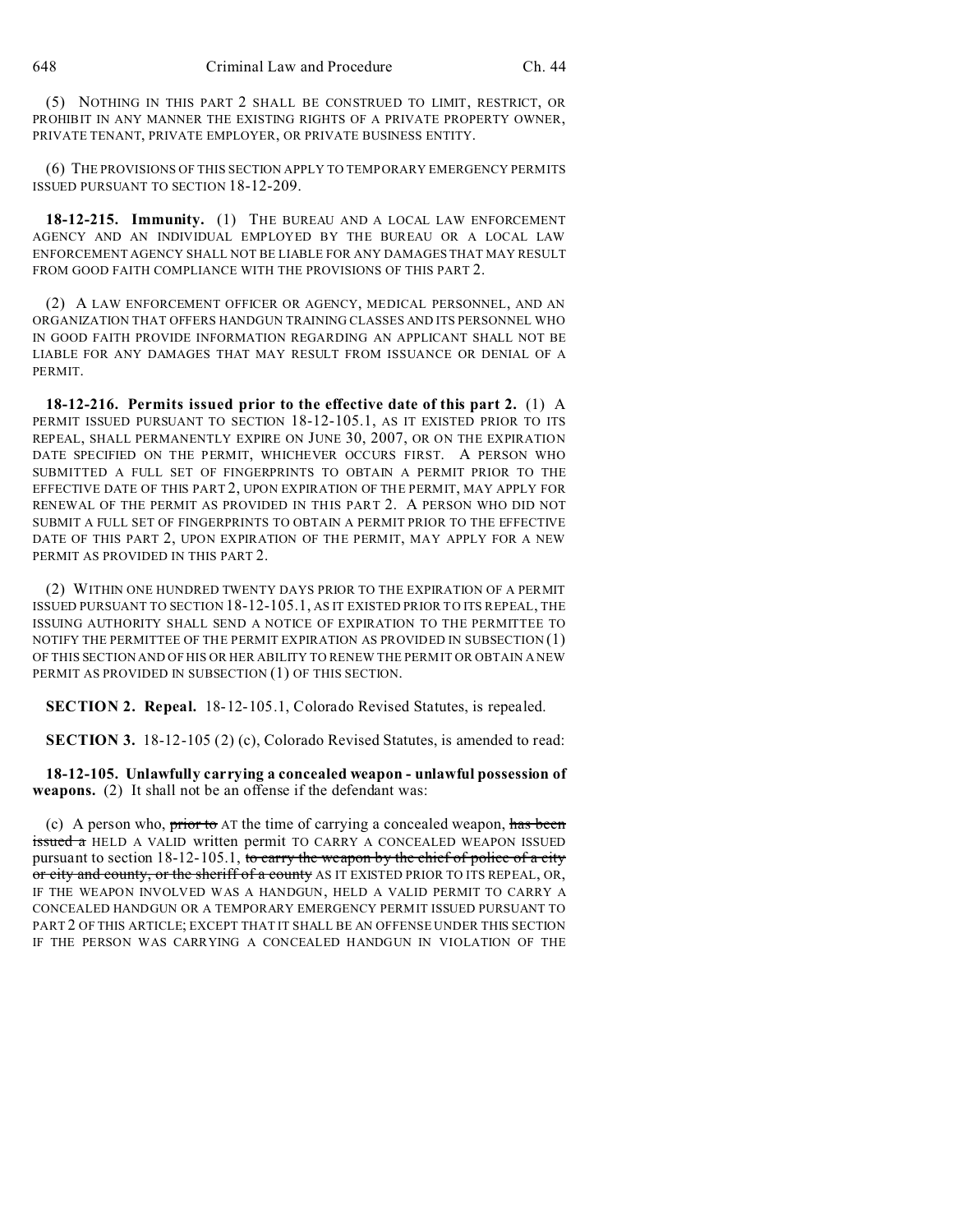(5) NOTHING IN THIS PART 2 SHALL BE CONSTRUED TO LIMIT, RESTRICT, OR PROHIBIT IN ANY MANNER THE EXISTING RIGHTS OF A PRIVATE PROPERTY OWNER, PRIVATE TENANT, PRIVATE EMPLOYER, OR PRIVATE BUSINESS ENTITY.

(6) THE PROVISIONS OF THIS SECTION APPLY TO TEMPORARY EMERGENCY PERMITS ISSUED PURSUANT TO SECTION 18-12-209.

**18-12-215. Immunity.** (1) THE BUREAU AND A LOCAL LAW ENFORCEMENT AGENCY AND AN INDIVIDUAL EMPLOYED BY THE BUREAU OR A LOCAL LAW ENFORCEMENT AGENCY SHALL NOT BE LIABLE FOR ANY DAMAGES THAT MAY RESULT FROM GOOD FAITH COMPLIANCE WITH THE PROVISIONS OF THIS PART 2.

(2) A LAW ENFORCEMENT OFFICER OR AGENCY, MEDICAL PERSONNEL, AND AN ORGANIZATION THAT OFFERS HANDGUN TRAINING CLASSES AND ITS PERSONNEL WHO IN GOOD FAITH PROVIDE INFORMATION REGARDING AN APPLICANT SHALL NOT BE LIABLE FOR ANY DAMAGES THAT MAY RESULT FROM ISSUANCE OR DENIAL OF A PERMIT.

**18-12-216. Permits issued prior to the effective date of this part 2.** (1) A PERMIT ISSUED PURSUANT TO SECTION 18-12-105.1, AS IT EXISTED PRIOR TO ITS REPEAL, SHALL PERMANENTLY EXPIRE ON JUNE 30, 2007, OR ON THE EXPIRATION DATE SPECIFIED ON THE PERMIT, WHICHEVER OCCURS FIRST. A PERSON WHO SUBMITTED A FULL SET OF FINGERPRINTS TO OBTAIN A PERMIT PRIOR TO THE EFFECTIVE DATE OF THIS PART 2, UPON EXPIRATION OF THE PERMIT, MAY APPLY FOR RENEWAL OF THE PERMIT AS PROVIDED IN THIS PART 2. A PERSON WHO DID NOT SUBMIT A FULL SET OF FINGERPRINTS TO OBTAIN A PERMIT PRIOR TO THE EFFECTIVE DATE OF THIS PART 2, UPON EXPIRATION OF THE PERMIT, MAY APPLY FOR A NEW PERMIT AS PROVIDED IN THIS PART 2.

(2) WITHIN ONE HUNDRED TWENTY DAYS PRIOR TO THE EXPIRATION OF A PERMIT ISSUED PURSUANT TO SECTION 18-12-105.1, AS IT EXISTED PRIOR TO ITS REPEAL, THE ISSUING AUTHORITY SHALL SEND A NOTICE OF EXPIRATION TO THE PERMITTEE TO NOTIFY THE PERMITTEE OF THE PERMIT EXPIRATION AS PROVIDED IN SUBSECTION (1) OF THIS SECTION AND OF HIS OR HER ABILITY TO RENEW THE PERMIT OR OBTAIN A NEW PERMIT AS PROVIDED IN SUBSECTION (1) OF THIS SECTION.

**SECTION 2. Repeal.** 18-12-105.1, Colorado Revised Statutes, is repealed.

**SECTION 3.** 18-12-105 (2) (c), Colorado Revised Statutes, is amended to read:

**18-12-105. Unlawfully carrying a concealed weapon - unlawful possession of weapons.** (2) It shall not be an offense if the defendant was:

(c) A person who, ~~prior to~~ AT the time of carrying a concealed weapon, ~~has been issued a~~ HELD A VALID written permit TO CARRY A CONCEALED WEAPON ISSUED pursuant to section 18-12-105.1, ~~to carry the weapon by the chief of police of a city or city and county, or the sheriff of a county~~ AS IT EXISTED PRIOR TO ITS REPEAL, OR, IF THE WEAPON INVOLVED WAS A HANDGUN, HELD A VALID PERMIT TO CARRY A CONCEALED HANDGUN OR A TEMPORARY EMERGENCY PERMIT ISSUED PURSUANT TO PART 2 OF THIS ARTICLE; EXCEPT THAT IT SHALL BE AN OFFENSE UNDER THIS SECTION IF THE PERSON WAS CARRYING A CONCEALED HANDGUN IN VIOLATION OF THE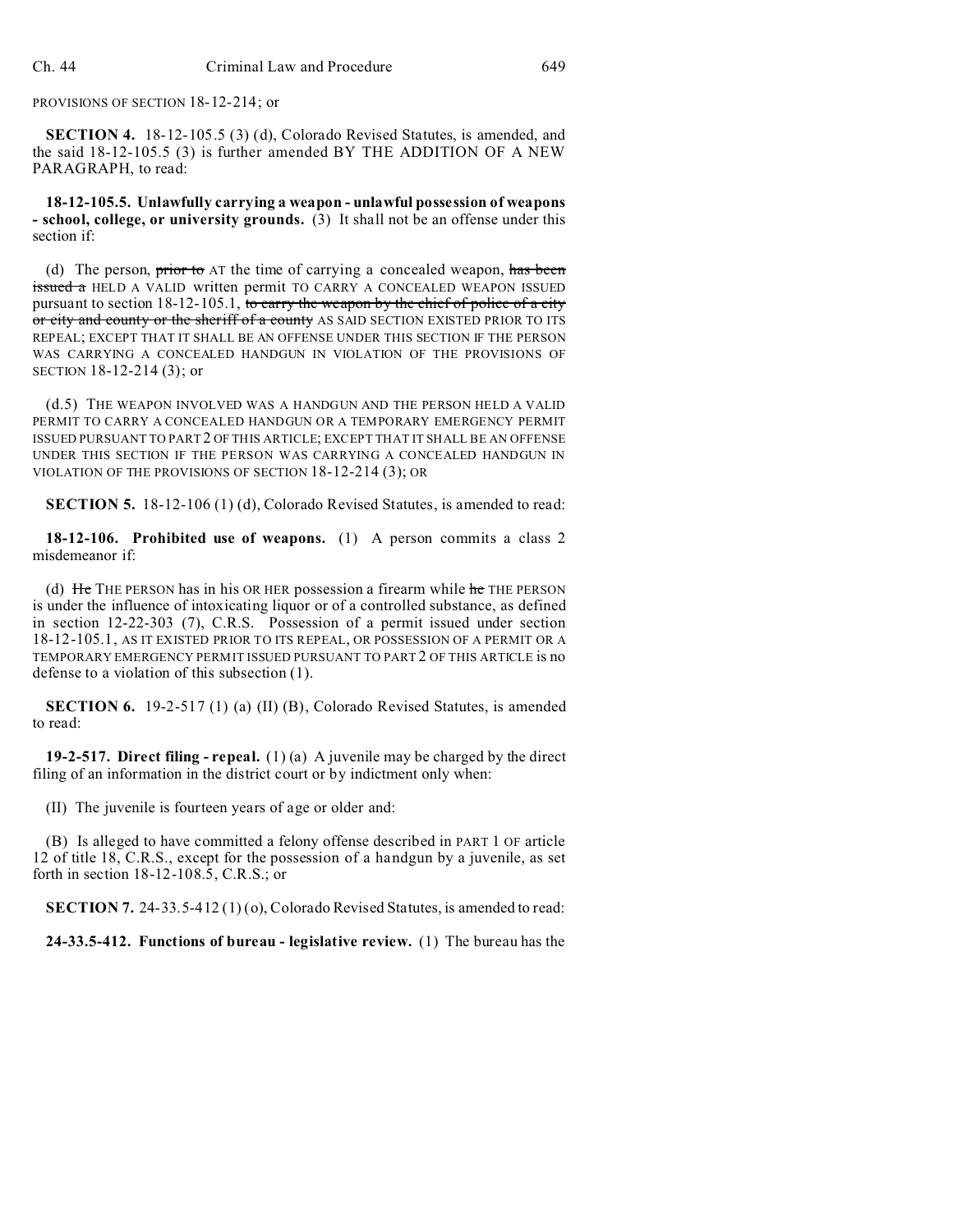PROVISIONS OF SECTION 18-12-214; or

**SECTION 4.** 18-12-105.5 (3) (d), Colorado Revised Statutes, is amended, and the said 18-12-105.5 (3) is further amended BY THE ADDITION OF A NEW PARAGRAPH, to read:

**18-12-105.5. Unlawfully carrying a weapon - unlawful possession of weapons - school, college, or university grounds.** (3) It shall not be an offense under this section if:

(d) The person, ~~prior to~~ AT the time of carrying a concealed weapon, ~~has been issued a~~ HELD A VALID written permit TO CARRY A CONCEALED WEAPON ISSUED pursuant to section 18-12-105.1, ~~to carry the weapon by the chief of police of a city or city and county or the sheriff of a county~~ AS SAID SECTION EXISTED PRIOR TO ITS REPEAL; EXCEPT THAT IT SHALL BE AN OFFENSE UNDER THIS SECTION IF THE PERSON WAS CARRYING A CONCEALED HANDGUN IN VIOLATION OF THE PROVISIONS OF SECTION 18-12-214 (3); or

(d.5) THE WEAPON INVOLVED WAS A HANDGUN AND THE PERSON HELD A VALID PERMIT TO CARRY A CONCEALED HANDGUN OR A TEMPORARY EMERGENCY PERMIT ISSUED PURSUANT TO PART 2 OF THIS ARTICLE; EXCEPT THAT IT SHALL BE AN OFFENSE UNDER THIS SECTION IF THE PERSON WAS CARRYING A CONCEALED HANDGUN IN VIOLATION OF THE PROVISIONS OF SECTION 18-12-214 (3); OR

**SECTION 5.** 18-12-106 (1) (d), Colorado Revised Statutes, is amended to read:

**18-12-106. Prohibited use of weapons.** (1) A person commits a class 2 misdemeanor if:

(d) ~~He~~ THE PERSON has in his OR HER possession a firearm while ~~he~~ THE PERSON is under the influence of intoxicating liquor or of a controlled substance, as defined in section 12-22-303 (7), C.R.S. Possession of a permit issued under section 18-12-105.1, AS IT EXISTED PRIOR TO ITS REPEAL, OR POSSESSION OF A PERMIT OR A TEMPORARY EMERGENCY PERMIT ISSUED PURSUANT TO PART 2 OF THIS ARTICLE is no defense to a violation of this subsection (1).

**SECTION 6.** 19-2-517 (1) (a) (II) (B), Colorado Revised Statutes, is amended to read:

**19-2-517. Direct filing - repeal.** (1) (a) A juvenile may be charged by the direct filing of an information in the district court or by indictment only when:

(II) The juvenile is fourteen years of age or older and:

(B) Is alleged to have committed a felony offense described in PART 1 OF article 12 of title 18, C.R.S., except for the possession of a handgun by a juvenile, as set forth in section 18-12-108.5, C.R.S.; or

**SECTION 7.** 24-33.5-412 (1) (o), Colorado Revised Statutes, is amended to read:

**24-33.5-412. Functions of bureau - legislative review.** (1) The bureau has the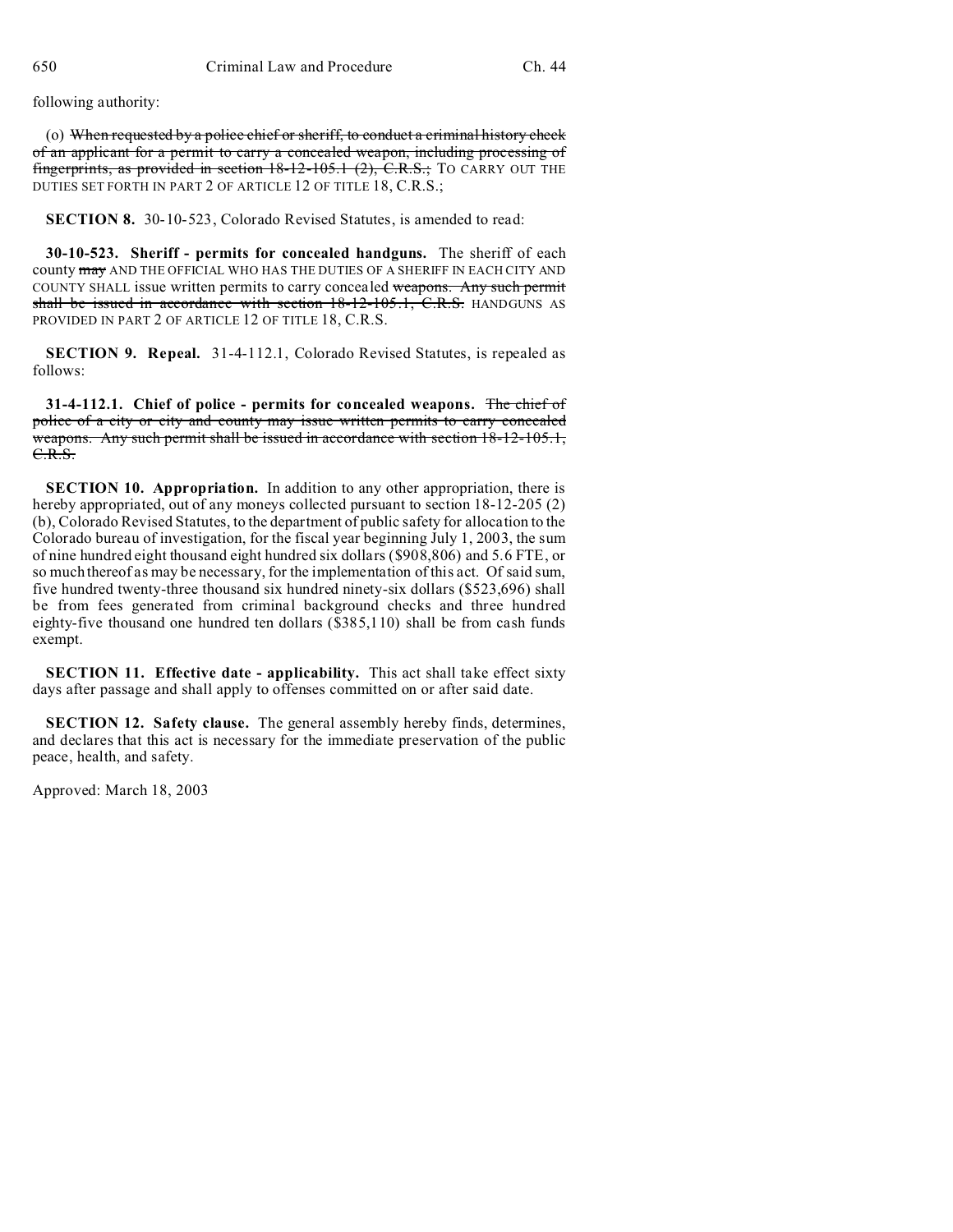following authority:

(o) ~~When requested by a police chief or sheriff, to conduct a criminal history check of an applicant for a permit to carry a concealed weapon, including processing of fingerprints, as provided in section 18-12-105.1 (2), C.R.S.;~~ TO CARRY OUT THE DUTIES SET FORTH IN PART 2 OF ARTICLE 12 OF TITLE 18, C.R.S.;

**SECTION 8.** 30-10-523, Colorado Revised Statutes, is amended to read:

**30-10-523. Sheriff - permits for concealed handguns.** The sheriff of each county ~~may~~ AND THE OFFICIAL WHO HAS THE DUTIES OF A SHERIFF IN EACH CITY AND COUNTY SHALL issue written permits to carry concealed ~~weapons. Any such permit shall be issued in accordance with section 18-12-105.1, C.R.S.~~ HANDGUNS AS PROVIDED IN PART 2 OF ARTICLE 12 OF TITLE 18, C.R.S.

**SECTION 9. Repeal.** 31-4-112.1, Colorado Revised Statutes, is repealed as follows:

**31-4-112.1. Chief of police - permits for concealed weapons.** ~~The chief of police of a city or city and county may issue written permits to carry concealed weapons. Any such permit shall be issued in accordance with section 18-12-105.1, C.R.S.~~

**SECTION 10. Appropriation.** In addition to any other appropriation, there is hereby appropriated, out of any moneys collected pursuant to section 18-12-205 (2) (b), Colorado Revised Statutes, to the department of public safety for allocation to the Colorado bureau of investigation, for the fiscal year beginning July 1, 2003, the sum of nine hundred eight thousand eight hundred six dollars ($908,806) and 5.6 FTE, or so much thereof as may be necessary, for the implementation of this act. Of said sum, five hundred twenty-three thousand six hundred ninety-six dollars ($523,696) shall be from fees generated from criminal background checks and three hundred eighty-five thousand one hundred ten dollars ($385,110) shall be from cash funds exempt.

**SECTION 11. Effective date - applicability.** This act shall take effect sixty days after passage and shall apply to offenses committed on or after said date.

**SECTION 12. Safety clause.** The general assembly hereby finds, determines, and declares that this act is necessary for the immediate preservation of the public peace, health, and safety.

Approved: March 18, 2003